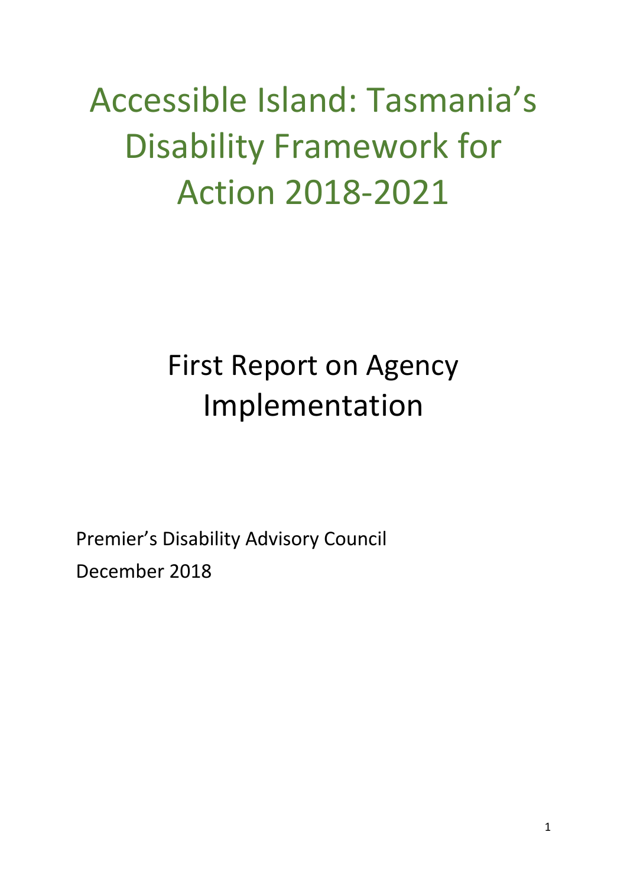# Accessible Island: Tasmania's Disability Framework for Action 2018-2021

## First Report on Agency Implementation

Premier's Disability Advisory Council

December 2018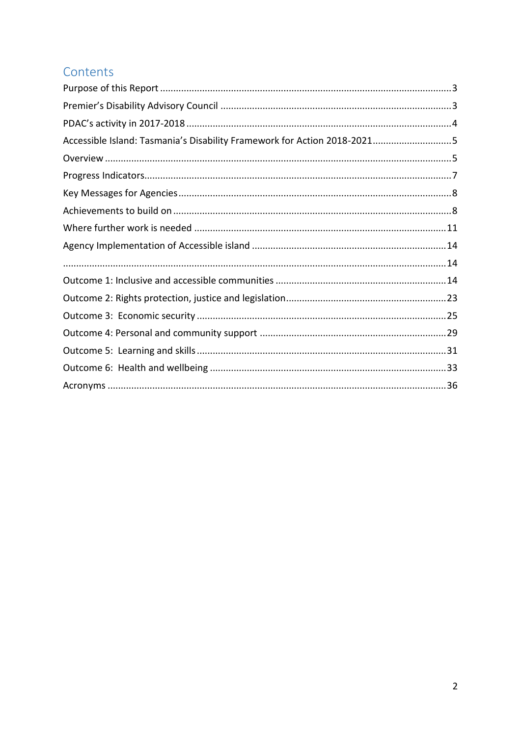# Contents

Purpose of this Report ........................................................................................................3

Premier's Disability Advisory Council ..................................................................................3

PDAC's activity in 2017-2018 ..............................................................................................4

Accessible Island: Tasmania's Disability Framework for Action 2018-2021.............................5

Overview .............................................................................................................................5

Progress Indicators..............................................................................................................7

Key Messages for Agencies..................................................................................................8

Achievements to build on ....................................................................................................8

Where further work is needed ..........................................................................................11

Agency Implementation of Accessible island .....................................................................14

.........................................................................................................................................14

Outcome 1: Inclusive and accessible communities ............................................................14

Outcome 2: Rights protection, justice and legislation.........................................................23

Outcome 3: Economic security ..........................................................................................25

Outcome 4: Personal and community support ..................................................................29

Outcome 5: Learning and skills ..........................................................................................31

Outcome 6: Health and wellbeing .....................................................................................33

Acronyms ..........................................................................................................................36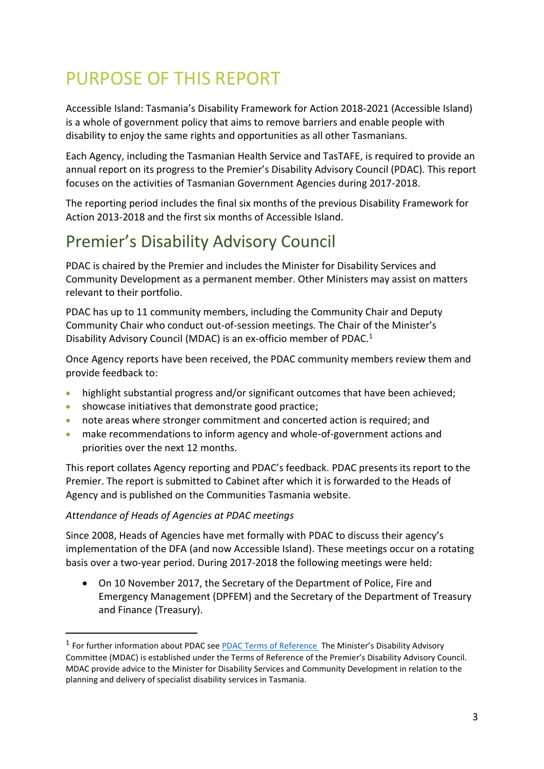# PURPOSE OF THIS REPORT

Accessible Island: Tasmania's Disability Framework for Action 2018-2021 (Accessible Island) is a whole of government policy that aims to remove barriers and enable people with disability to enjoy the same rights and opportunities as all other Tasmanians.

Each Agency, including the Tasmanian Health Service and TasTAFE, is required to provide an annual report on its progress to the Premier's Disability Advisory Council (PDAC). This report focuses on the activities of Tasmanian Government Agencies during 2017-2018.

The reporting period includes the final six months of the previous Disability Framework for Action 2013-2018 and the first six months of Accessible Island.

# Premier's Disability Advisory Council

PDAC is chaired by the Premier and includes the Minister for Disability Services and Community Development as a permanent member. Other Ministers may assist on matters relevant to their portfolio.

PDAC has up to 11 community members, including the Community Chair and Deputy Community Chair who conduct out-of-session meetings. The Chair of the Minister's Disability Advisory Council (MDAC) is an ex-officio member of PDAC.[1]

Once Agency reports have been received, the PDAC community members review them and provide feedback to:

- highlight substantial progress and/or significant outcomes that have been achieved;
- showcase initiatives that demonstrate good practice;
- note areas where stronger commitment and concerted action is required; and
- make recommendations to inform agency and whole-of-government actions and priorities over the next 12 months.

This report collates Agency reporting and PDAC's feedback. PDAC presents its report to the Premier. The report is submitted to Cabinet after which it is forwarded to the Heads of Agency and is published on the Communities Tasmania website.

*Attendance of Heads of Agencies at PDAC meetings*

Since 2008, Heads of Agencies have met formally with PDAC to discuss their agency's implementation of the DFA (and now Accessible Island). These meetings occur on a rotating basis over a two-year period. During 2017-2018 the following meetings were held:

- On 10 November 2017, the Secretary of the Department of Police, Fire and Emergency Management (DPFEM) and the Secretary of the Department of Treasury and Finance (Treasury).

---

[1] For further information about PDAC see PDAC Terms of Reference The Minister's Disability Advisory Committee (MDAC) is established under the Terms of Reference of the Premier's Disability Advisory Council. MDAC provide advice to the Minister for Disability Services and Community Development in relation to the planning and delivery of specialist disability services in Tasmania.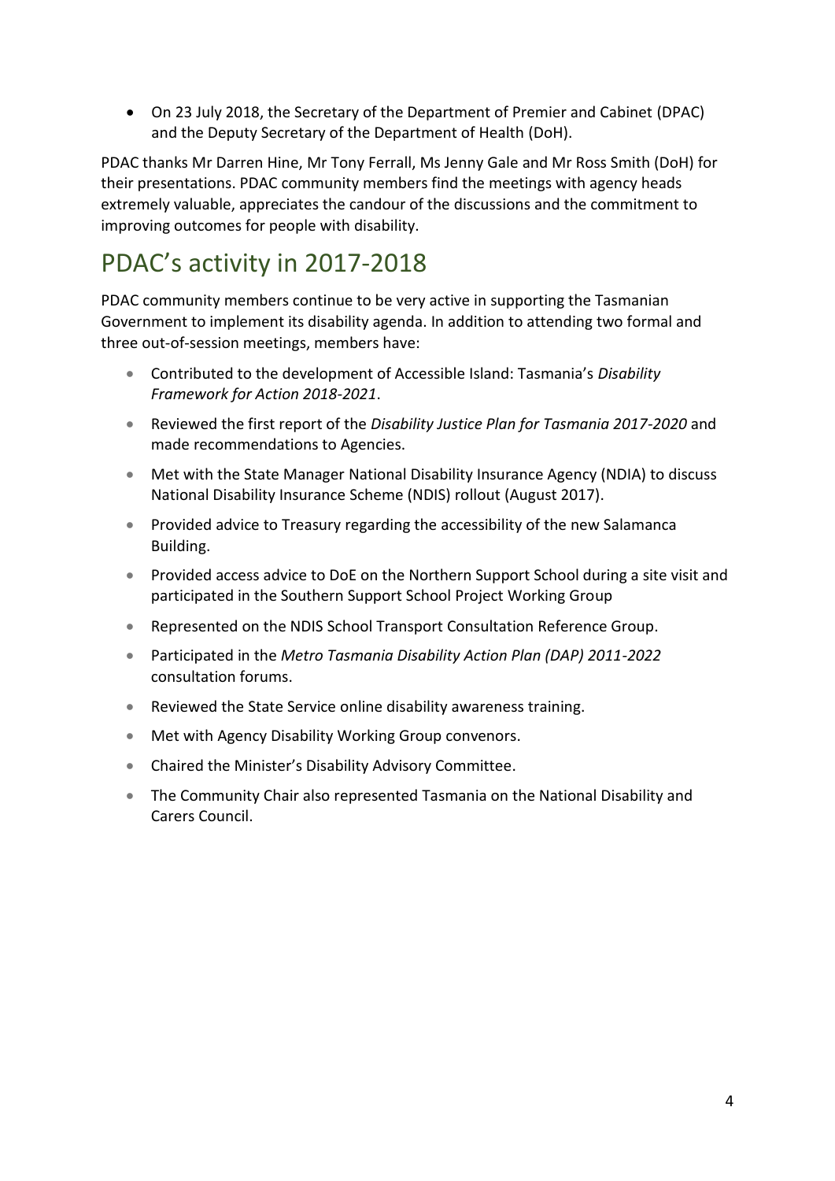- On 23 July 2018, the Secretary of the Department of Premier and Cabinet (DPAC) and the Deputy Secretary of the Department of Health (DoH).

PDAC thanks Mr Darren Hine, Mr Tony Ferrall, Ms Jenny Gale and Mr Ross Smith (DoH) for their presentations. PDAC community members find the meetings with agency heads extremely valuable, appreciates the candour of the discussions and the commitment to improving outcomes for people with disability.

# PDAC's activity in 2017-2018

PDAC community members continue to be very active in supporting the Tasmanian Government to implement its disability agenda. In addition to attending two formal and three out-of-session meetings, members have:

- Contributed to the development of Accessible Island: Tasmania's *Disability Framework for Action 2018-2021*.
- Reviewed the first report of the *Disability Justice Plan for Tasmania 2017-2020* and made recommendations to Agencies.
- Met with the State Manager National Disability Insurance Agency (NDIA) to discuss National Disability Insurance Scheme (NDIS) rollout (August 2017).
- Provided advice to Treasury regarding the accessibility of the new Salamanca Building.
- Provided access advice to DoE on the Northern Support School during a site visit and participated in the Southern Support School Project Working Group
- Represented on the NDIS School Transport Consultation Reference Group.
- Participated in the *Metro Tasmania Disability Action Plan (DAP) 2011-2022* consultation forums.
- Reviewed the State Service online disability awareness training.
- Met with Agency Disability Working Group convenors.
- Chaired the Minister's Disability Advisory Committee.
- The Community Chair also represented Tasmania on the National Disability and Carers Council.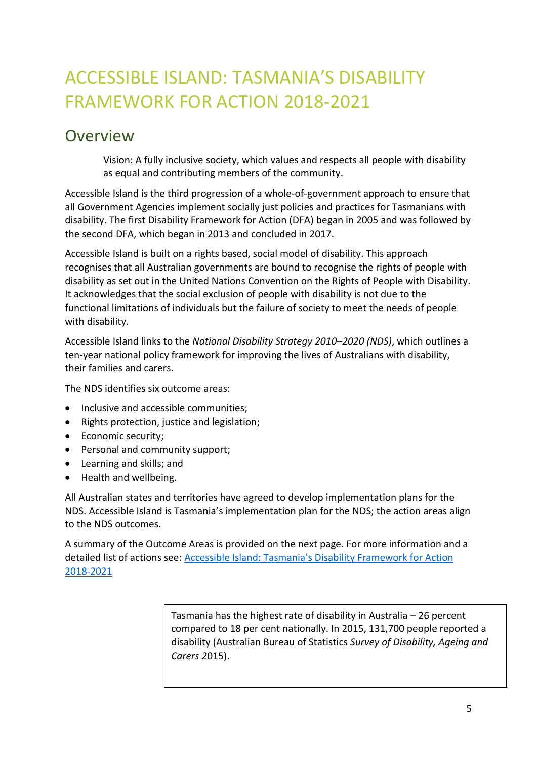# ACCESSIBLE ISLAND: TASMANIA'S DISABILITY FRAMEWORK FOR ACTION 2018-2021

## Overview

> Vision: A fully inclusive society, which values and respects all people with disability as equal and contributing members of the community.

Accessible Island is the third progression of a whole-of-government approach to ensure that all Government Agencies implement socially just policies and practices for Tasmanians with disability. The first Disability Framework for Action (DFA) began in 2005 and was followed by the second DFA, which began in 2013 and concluded in 2017.

Accessible Island is built on a rights based, social model of disability. This approach recognises that all Australian governments are bound to recognise the rights of people with disability as set out in the United Nations Convention on the Rights of People with Disability. It acknowledges that the social exclusion of people with disability is not due to the functional limitations of individuals but the failure of society to meet the needs of people with disability.

Accessible Island links to the *National Disability Strategy 2010–2020 (NDS)*, which outlines a ten-year national policy framework for improving the lives of Australians with disability, their families and carers.

The NDS identifies six outcome areas:

- Inclusive and accessible communities;
- Rights protection, justice and legislation;
- Economic security;
- Personal and community support;
- Learning and skills; and
- Health and wellbeing.

All Australian states and territories have agreed to develop implementation plans for the NDS. Accessible Island is Tasmania's implementation plan for the NDS; the action areas align to the NDS outcomes.

A summary of the Outcome Areas is provided on the next page. For more information and a detailed list of actions see: [Accessible Island: Tasmania's Disability Framework for Action 2018-2021]()

> Tasmania has the highest rate of disability in Australia – 26 percent compared to 18 per cent nationally. In 2015, 131,700 people reported a disability (Australian Bureau of Statistics *Survey of Disability, Ageing and Carers* 2015).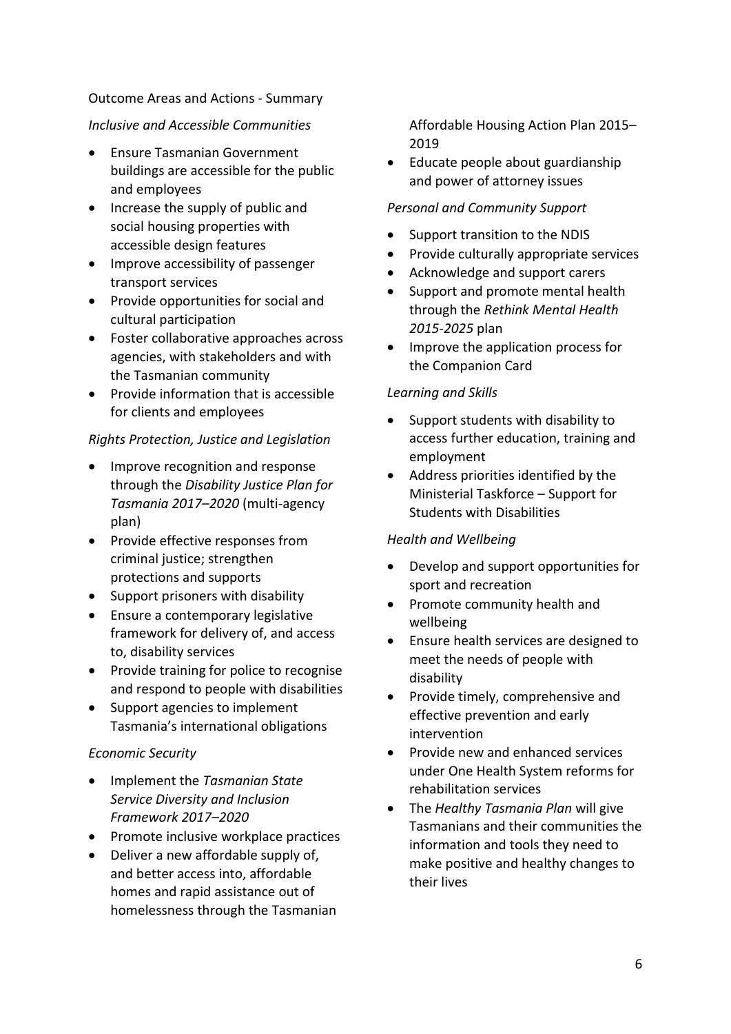## Outcome Areas and Actions - Summary

### *Inclusive and Accessible Communities*

- Ensure Tasmanian Government buildings are accessible for the public and employees
- Increase the supply of public and social housing properties with accessible design features
- Improve accessibility of passenger transport services
- Provide opportunities for social and cultural participation
- Foster collaborative approaches across agencies, with stakeholders and with the Tasmanian community
- Provide information that is accessible for clients and employees

### *Rights Protection, Justice and Legislation*

- Improve recognition and response through the *Disability Justice Plan for Tasmania 2017–2020* (multi-agency plan)
- Provide effective responses from criminal justice; strengthen protections and supports
- Support prisoners with disability
- Ensure a contemporary legislative framework for delivery of, and access to, disability services
- Provide training for police to recognise and respond to people with disabilities
- Support agencies to implement Tasmania's international obligations

### *Economic Security*

- Implement the *Tasmanian State Service Diversity and Inclusion Framework 2017–2020*
- Promote inclusive workplace practices
- Deliver a new affordable supply of, and better access into, affordable homes and rapid assistance out of homelessness through the Tasmanian Affordable Housing Action Plan 2015–2019
- Educate people about guardianship and power of attorney issues

### *Personal and Community Support*

- Support transition to the NDIS
- Provide culturally appropriate services
- Acknowledge and support carers
- Support and promote mental health through the *Rethink Mental Health 2015-2025* plan
- Improve the application process for the Companion Card

### *Learning and Skills*

- Support students with disability to access further education, training and employment
- Address priorities identified by the Ministerial Taskforce – Support for Students with Disabilities

### *Health and Wellbeing*

- Develop and support opportunities for sport and recreation
- Promote community health and wellbeing
- Ensure health services are designed to meet the needs of people with disability
- Provide timely, comprehensive and effective prevention and early intervention
- Provide new and enhanced services under One Health System reforms for rehabilitation services
- The *Healthy Tasmania Plan* will give Tasmanians and their communities the information and tools they need to make positive and healthy changes to their lives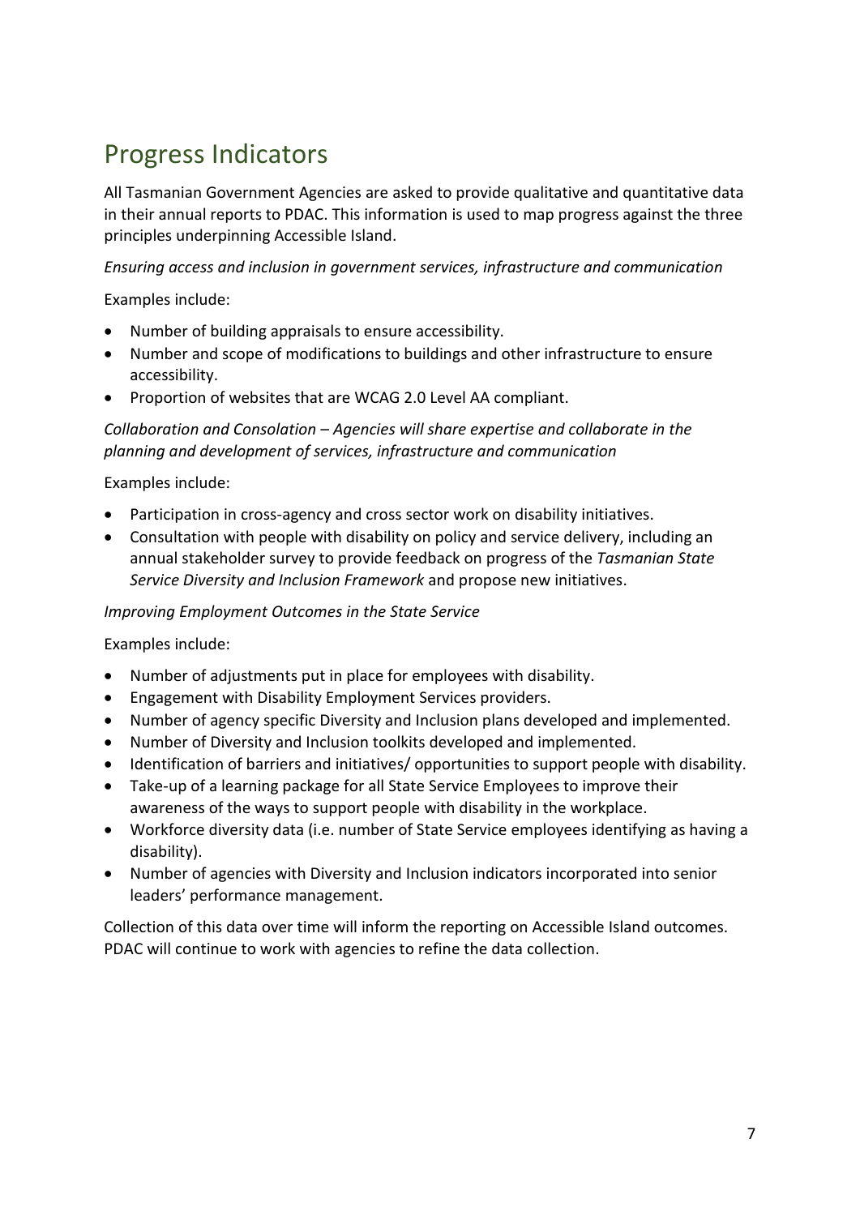# Progress Indicators

All Tasmanian Government Agencies are asked to provide qualitative and quantitative data in their annual reports to PDAC. This information is used to map progress against the three principles underpinning Accessible Island.

*Ensuring access and inclusion in government services, infrastructure and communication*

Examples include:

- Number of building appraisals to ensure accessibility.
- Number and scope of modifications to buildings and other infrastructure to ensure accessibility.
- Proportion of websites that are WCAG 2.0 Level AA compliant.

*Collaboration and Consolation – Agencies will share expertise and collaborate in the planning and development of services, infrastructure and communication*

Examples include:

- Participation in cross-agency and cross sector work on disability initiatives.
- Consultation with people with disability on policy and service delivery, including an annual stakeholder survey to provide feedback on progress of the *Tasmanian State Service Diversity and Inclusion Framework* and propose new initiatives.

*Improving Employment Outcomes in the State Service*

Examples include:

- Number of adjustments put in place for employees with disability.
- Engagement with Disability Employment Services providers.
- Number of agency specific Diversity and Inclusion plans developed and implemented.
- Number of Diversity and Inclusion toolkits developed and implemented.
- Identification of barriers and initiatives/ opportunities to support people with disability.
- Take-up of a learning package for all State Service Employees to improve their awareness of the ways to support people with disability in the workplace.
- Workforce diversity data (i.e. number of State Service employees identifying as having a disability).
- Number of agencies with Diversity and Inclusion indicators incorporated into senior leaders' performance management.

Collection of this data over time will inform the reporting on Accessible Island outcomes. PDAC will continue to work with agencies to refine the data collection.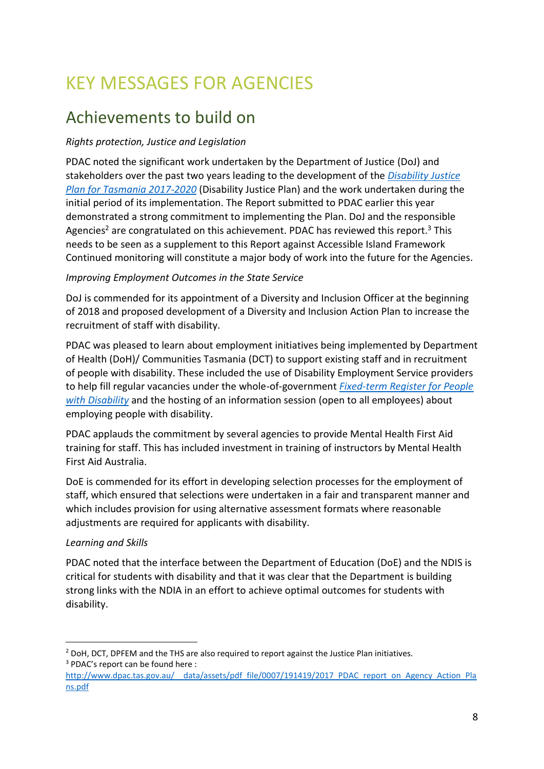# KEY MESSAGES FOR AGENCIES

## Achievements to build on

*Rights protection, Justice and Legislation*

PDAC noted the significant work undertaken by the Department of Justice (DoJ) and stakeholders over the past two years leading to the development of the [*Disability Justice Plan for Tasmania 2017-2020*]() (Disability Justice Plan) and the work undertaken during the initial period of its implementation. The Report submitted to PDAC earlier this year demonstrated a strong commitment to implementing the Plan. DoJ and the responsible Agencies[2] are congratulated on this achievement. PDAC has reviewed this report.[3] This needs to be seen as a supplement to this Report against Accessible Island Framework Continued monitoring will constitute a major body of work into the future for the Agencies.

*Improving Employment Outcomes in the State Service*

DoJ is commended for its appointment of a Diversity and Inclusion Officer at the beginning of 2018 and proposed development of a Diversity and Inclusion Action Plan to increase the recruitment of staff with disability.

PDAC was pleased to learn about employment initiatives being implemented by Department of Health (DoH)/ Communities Tasmania (DCT) to support existing staff and in recruitment of people with disability. These included the use of Disability Employment Service providers to help fill regular vacancies under the whole-of-government [*Fixed-term Register for People with Disability*]() and the hosting of an information session (open to all employees) about employing people with disability.

PDAC applauds the commitment by several agencies to provide Mental Health First Aid training for staff. This has included investment in training of instructors by Mental Health First Aid Australia.

DoE is commended for its effort in developing selection processes for the employment of staff, which ensured that selections were undertaken in a fair and transparent manner and which includes provision for using alternative assessment formats where reasonable adjustments are required for applicants with disability.

*Learning and Skills*

PDAC noted that the interface between the Department of Education (DoE) and the NDIS is critical for students with disability and that it was clear that the Department is building strong links with the NDIA in an effort to achieve optimal outcomes for students with disability.

---

[2] DoH, DCT, DPFEM and the THS are also required to report against the Justice Plan initiatives.

[3] PDAC's report can be found here : http://www.dpac.tas.gov.au/__data/assets/pdf_file/0007/191419/2017_PDAC_report_on_Agency_Action_Plans.pdf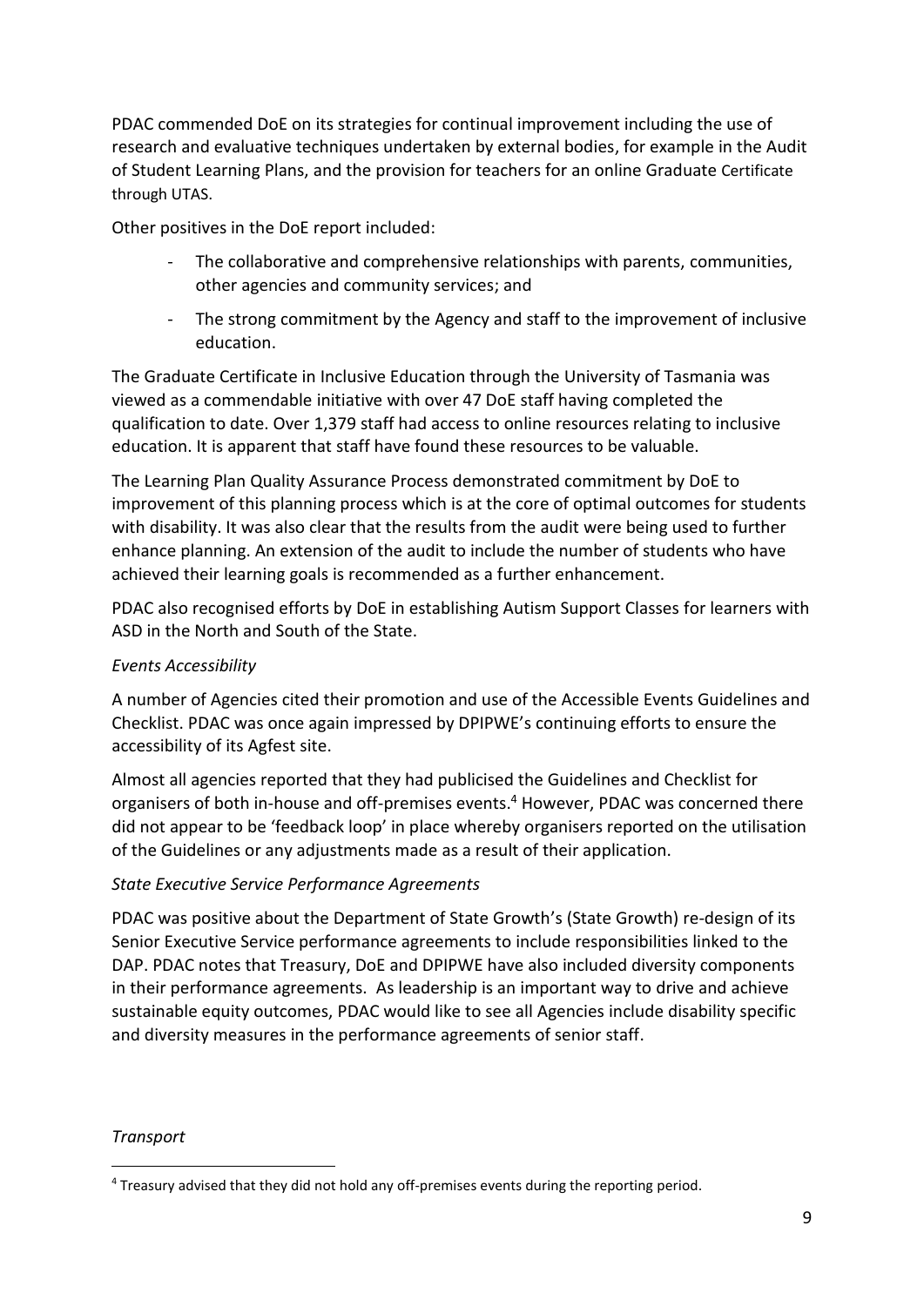PDAC commended DoE on its strategies for continual improvement including the use of research and evaluative techniques undertaken by external bodies, for example in the Audit of Student Learning Plans, and the provision for teachers for an online Graduate Certificate through UTAS.

Other positives in the DoE report included:

- The collaborative and comprehensive relationships with parents, communities, other agencies and community services; and
- The strong commitment by the Agency and staff to the improvement of inclusive education.

The Graduate Certificate in Inclusive Education through the University of Tasmania was viewed as a commendable initiative with over 47 DoE staff having completed the qualification to date. Over 1,379 staff had access to online resources relating to inclusive education. It is apparent that staff have found these resources to be valuable.

The Learning Plan Quality Assurance Process demonstrated commitment by DoE to improvement of this planning process which is at the core of optimal outcomes for students with disability. It was also clear that the results from the audit were being used to further enhance planning. An extension of the audit to include the number of students who have achieved their learning goals is recommended as a further enhancement.

PDAC also recognised efforts by DoE in establishing Autism Support Classes for learners with ASD in the North and South of the State.

*Events Accessibility*

A number of Agencies cited their promotion and use of the Accessible Events Guidelines and Checklist. PDAC was once again impressed by DPIPWE's continuing efforts to ensure the accessibility of its Agfest site.

Almost all agencies reported that they had publicised the Guidelines and Checklist for organisers of both in-house and off-premises events.[4] However, PDAC was concerned there did not appear to be 'feedback loop' in place whereby organisers reported on the utilisation of the Guidelines or any adjustments made as a result of their application.

*State Executive Service Performance Agreements*

PDAC was positive about the Department of State Growth's (State Growth) re-design of its Senior Executive Service performance agreements to include responsibilities linked to the DAP. PDAC notes that Treasury, DoE and DPIPWE have also included diversity components in their performance agreements. As leadership is an important way to drive and achieve sustainable equity outcomes, PDAC would like to see all Agencies include disability specific and diversity measures in the performance agreements of senior staff.

*Transport*

[4] Treasury advised that they did not hold any off-premises events during the reporting period.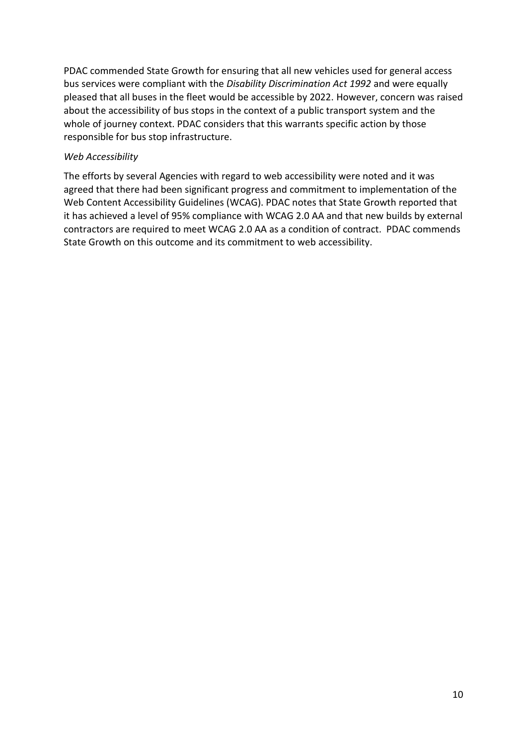PDAC commended State Growth for ensuring that all new vehicles used for general access bus services were compliant with the *Disability Discrimination Act 1992* and were equally pleased that all buses in the fleet would be accessible by 2022. However, concern was raised about the accessibility of bus stops in the context of a public transport system and the whole of journey context. PDAC considers that this warrants specific action by those responsible for bus stop infrastructure.

*Web Accessibility*

The efforts by several Agencies with regard to web accessibility were noted and it was agreed that there had been significant progress and commitment to implementation of the Web Content Accessibility Guidelines (WCAG). PDAC notes that State Growth reported that it has achieved a level of 95% compliance with WCAG 2.0 AA and that new builds by external contractors are required to meet WCAG 2.0 AA as a condition of contract. PDAC commends State Growth on this outcome and its commitment to web accessibility.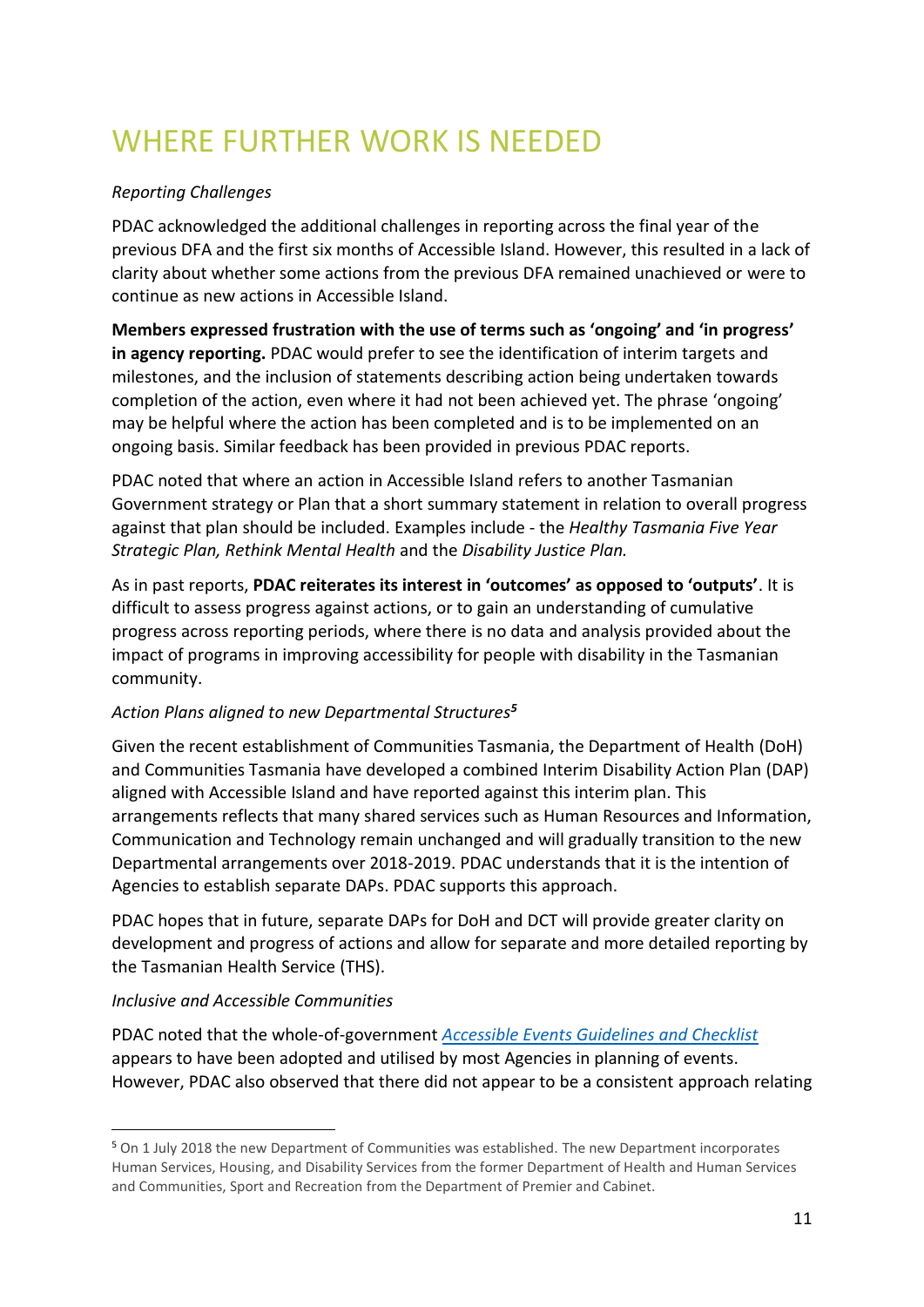# WHERE FURTHER WORK IS NEEDED

*Reporting Challenges*

PDAC acknowledged the additional challenges in reporting across the final year of the previous DFA and the first six months of Accessible Island. However, this resulted in a lack of clarity about whether some actions from the previous DFA remained unachieved or were to continue as new actions in Accessible Island.

**Members expressed frustration with the use of terms such as 'ongoing' and 'in progress' in agency reporting.** PDAC would prefer to see the identification of interim targets and milestones, and the inclusion of statements describing action being undertaken towards completion of the action, even where it had not been achieved yet. The phrase 'ongoing' may be helpful where the action has been completed and is to be implemented on an ongoing basis. Similar feedback has been provided in previous PDAC reports.

PDAC noted that where an action in Accessible Island refers to another Tasmanian Government strategy or Plan that a short summary statement in relation to overall progress against that plan should be included. Examples include - the *Healthy Tasmania Five Year Strategic Plan, Rethink Mental Health* and the *Disability Justice Plan.*

As in past reports, **PDAC reiterates its interest in 'outcomes' as opposed to 'outputs'**. It is difficult to assess progress against actions, or to gain an understanding of cumulative progress across reporting periods, where there is no data and analysis provided about the impact of programs in improving accessibility for people with disability in the Tasmanian community.

*Action Plans aligned to new Departmental Structures*[5]

Given the recent establishment of Communities Tasmania, the Department of Health (DoH) and Communities Tasmania have developed a combined Interim Disability Action Plan (DAP) aligned with Accessible Island and have reported against this interim plan. This arrangements reflects that many shared services such as Human Resources and Information, Communication and Technology remain unchanged and will gradually transition to the new Departmental arrangements over 2018-2019. PDAC understands that it is the intention of Agencies to establish separate DAPs. PDAC supports this approach.

PDAC hopes that in future, separate DAPs for DoH and DCT will provide greater clarity on development and progress of actions and allow for separate and more detailed reporting by the Tasmanian Health Service (THS).

*Inclusive and Accessible Communities*

PDAC noted that the whole-of-government *Accessible Events Guidelines and Checklist* appears to have been adopted and utilised by most Agencies in planning of events. However, PDAC also observed that there did not appear to be a consistent approach relating

[5] On 1 July 2018 the new Department of Communities was established. The new Department incorporates Human Services, Housing, and Disability Services from the former Department of Health and Human Services and Communities, Sport and Recreation from the Department of Premier and Cabinet.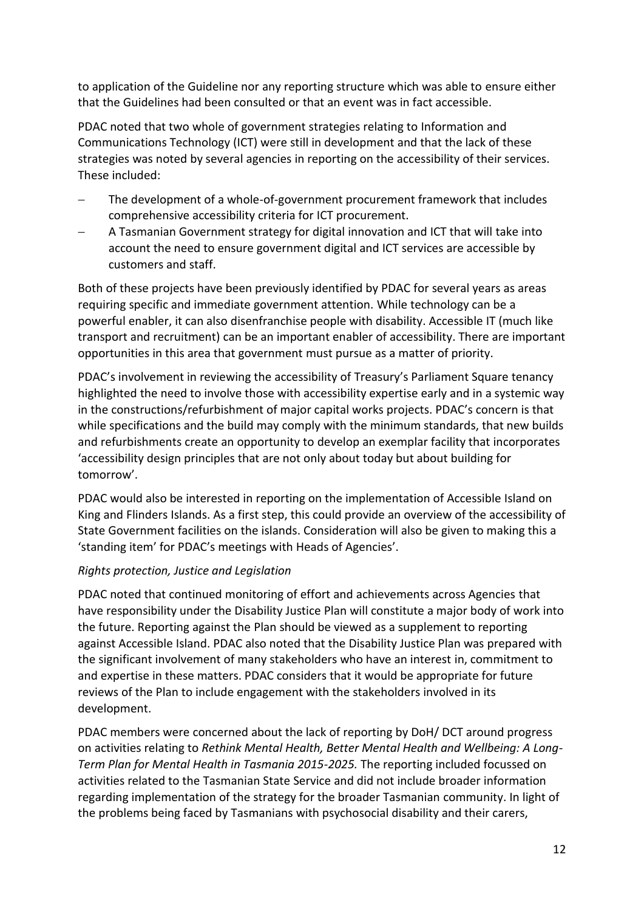to application of the Guideline nor any reporting structure which was able to ensure either that the Guidelines had been consulted or that an event was in fact accessible.

PDAC noted that two whole of government strategies relating to Information and Communications Technology (ICT) were still in development and that the lack of these strategies was noted by several agencies in reporting on the accessibility of their services. These included:

- The development of a whole-of-government procurement framework that includes comprehensive accessibility criteria for ICT procurement.
- A Tasmanian Government strategy for digital innovation and ICT that will take into account the need to ensure government digital and ICT services are accessible by customers and staff.

Both of these projects have been previously identified by PDAC for several years as areas requiring specific and immediate government attention. While technology can be a powerful enabler, it can also disenfranchise people with disability. Accessible IT (much like transport and recruitment) can be an important enabler of accessibility. There are important opportunities in this area that government must pursue as a matter of priority.

PDAC's involvement in reviewing the accessibility of Treasury's Parliament Square tenancy highlighted the need to involve those with accessibility expertise early and in a systemic way in the constructions/refurbishment of major capital works projects. PDAC's concern is that while specifications and the build may comply with the minimum standards, that new builds and refurbishments create an opportunity to develop an exemplar facility that incorporates 'accessibility design principles that are not only about today but about building for tomorrow'.

PDAC would also be interested in reporting on the implementation of Accessible Island on King and Flinders Islands. As a first step, this could provide an overview of the accessibility of State Government facilities on the islands. Consideration will also be given to making this a 'standing item' for PDAC's meetings with Heads of Agencies'.

*Rights protection, Justice and Legislation*

PDAC noted that continued monitoring of effort and achievements across Agencies that have responsibility under the Disability Justice Plan will constitute a major body of work into the future. Reporting against the Plan should be viewed as a supplement to reporting against Accessible Island. PDAC also noted that the Disability Justice Plan was prepared with the significant involvement of many stakeholders who have an interest in, commitment to and expertise in these matters. PDAC considers that it would be appropriate for future reviews of the Plan to include engagement with the stakeholders involved in its development.

PDAC members were concerned about the lack of reporting by DoH/ DCT around progress on activities relating to *Rethink Mental Health, Better Mental Health and Wellbeing: A Long-Term Plan for Mental Health in Tasmania 2015-2025.* The reporting included focussed on activities related to the Tasmanian State Service and did not include broader information regarding implementation of the strategy for the broader Tasmanian community. In light of the problems being faced by Tasmanians with psychosocial disability and their carers,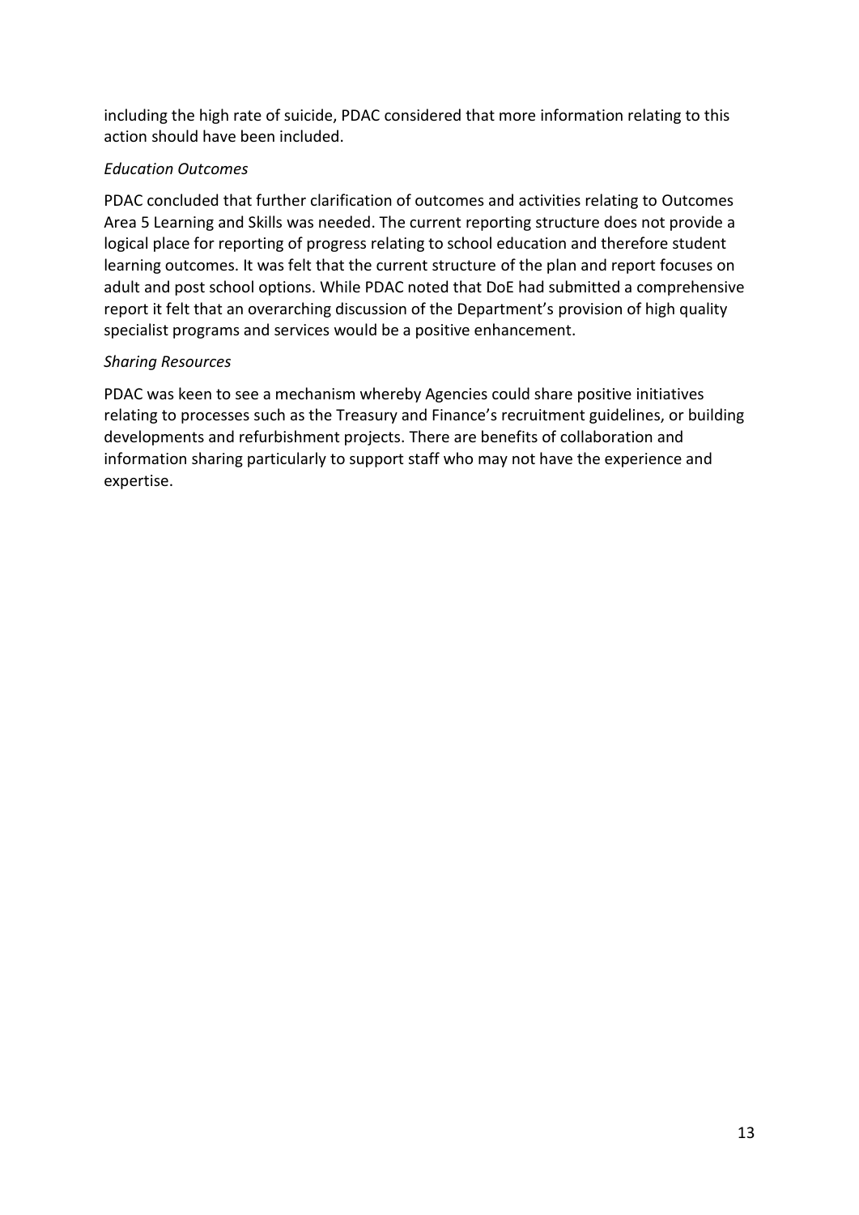including the high rate of suicide, PDAC considered that more information relating to this action should have been included.

*Education Outcomes*

PDAC concluded that further clarification of outcomes and activities relating to Outcomes Area 5 Learning and Skills was needed. The current reporting structure does not provide a logical place for reporting of progress relating to school education and therefore student learning outcomes. It was felt that the current structure of the plan and report focuses on adult and post school options. While PDAC noted that DoE had submitted a comprehensive report it felt that an overarching discussion of the Department's provision of high quality specialist programs and services would be a positive enhancement.

*Sharing Resources*

PDAC was keen to see a mechanism whereby Agencies could share positive initiatives relating to processes such as the Treasury and Finance's recruitment guidelines, or building developments and refurbishment projects. There are benefits of collaboration and information sharing particularly to support staff who may not have the experience and expertise.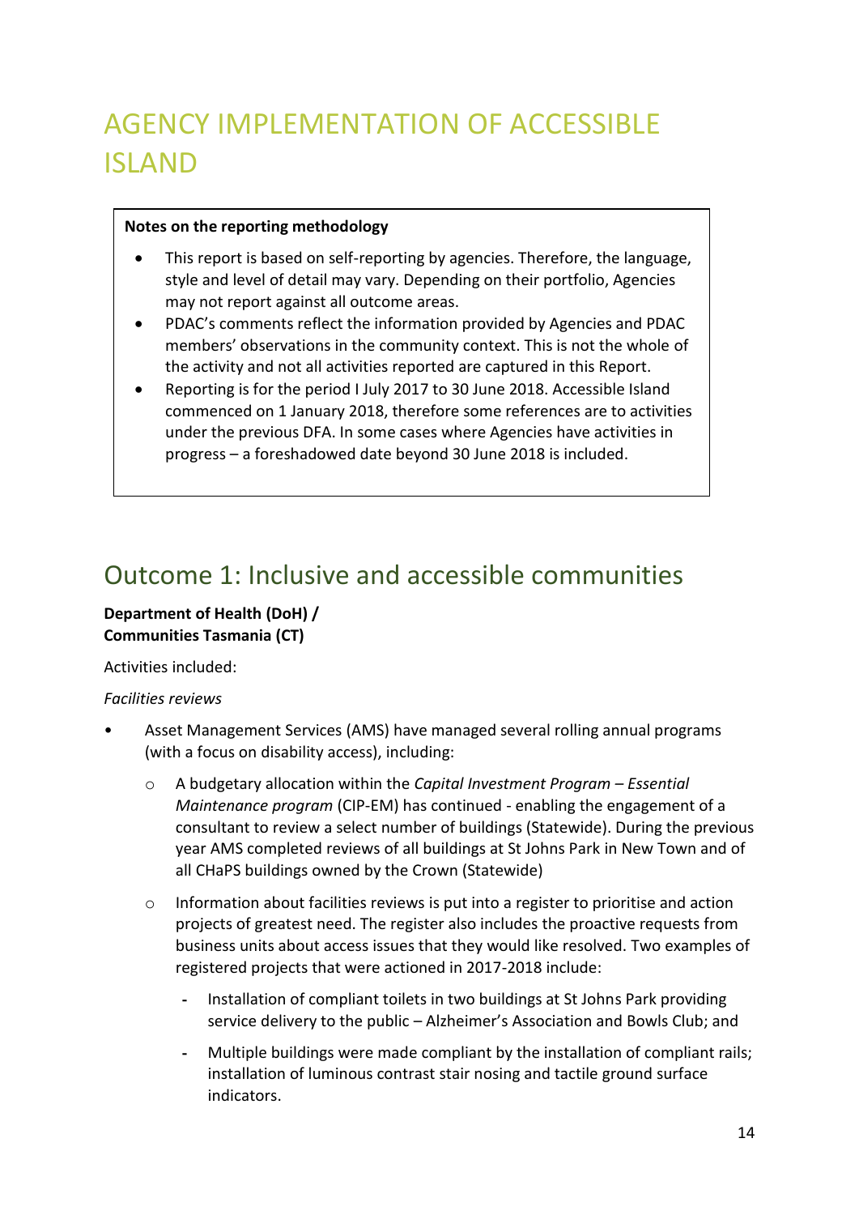# AGENCY IMPLEMENTATION OF ACCESSIBLE ISLAND

**Notes on the reporting methodology**

- This report is based on self-reporting by agencies. Therefore, the language, style and level of detail may vary. Depending on their portfolio, Agencies may not report against all outcome areas.
- PDAC's comments reflect the information provided by Agencies and PDAC members' observations in the community context. This is not the whole of the activity and not all activities reported are captured in this Report.
- Reporting is for the period I July 2017 to 30 June 2018. Accessible Island commenced on 1 January 2018, therefore some references are to activities under the previous DFA. In some cases where Agencies have activities in progress – a foreshadowed date beyond 30 June 2018 is included.

## Outcome 1: Inclusive and accessible communities

**Department of Health (DoH) / Communities Tasmania (CT)**

Activities included:

*Facilities reviews*

- Asset Management Services (AMS) have managed several rolling annual programs (with a focus on disability access), including:
  - A budgetary allocation within the *Capital Investment Program – Essential Maintenance program* (CIP-EM) has continued - enabling the engagement of a consultant to review a select number of buildings (Statewide). During the previous year AMS completed reviews of all buildings at St Johns Park in New Town and of all CHaPS buildings owned by the Crown (Statewide)
  - Information about facilities reviews is put into a register to prioritise and action projects of greatest need. The register also includes the proactive requests from business units about access issues that they would like resolved. Two examples of registered projects that were actioned in 2017-2018 include:
    - Installation of compliant toilets in two buildings at St Johns Park providing service delivery to the public – Alzheimer's Association and Bowls Club; and
    - Multiple buildings were made compliant by the installation of compliant rails; installation of luminous contrast stair nosing and tactile ground surface indicators.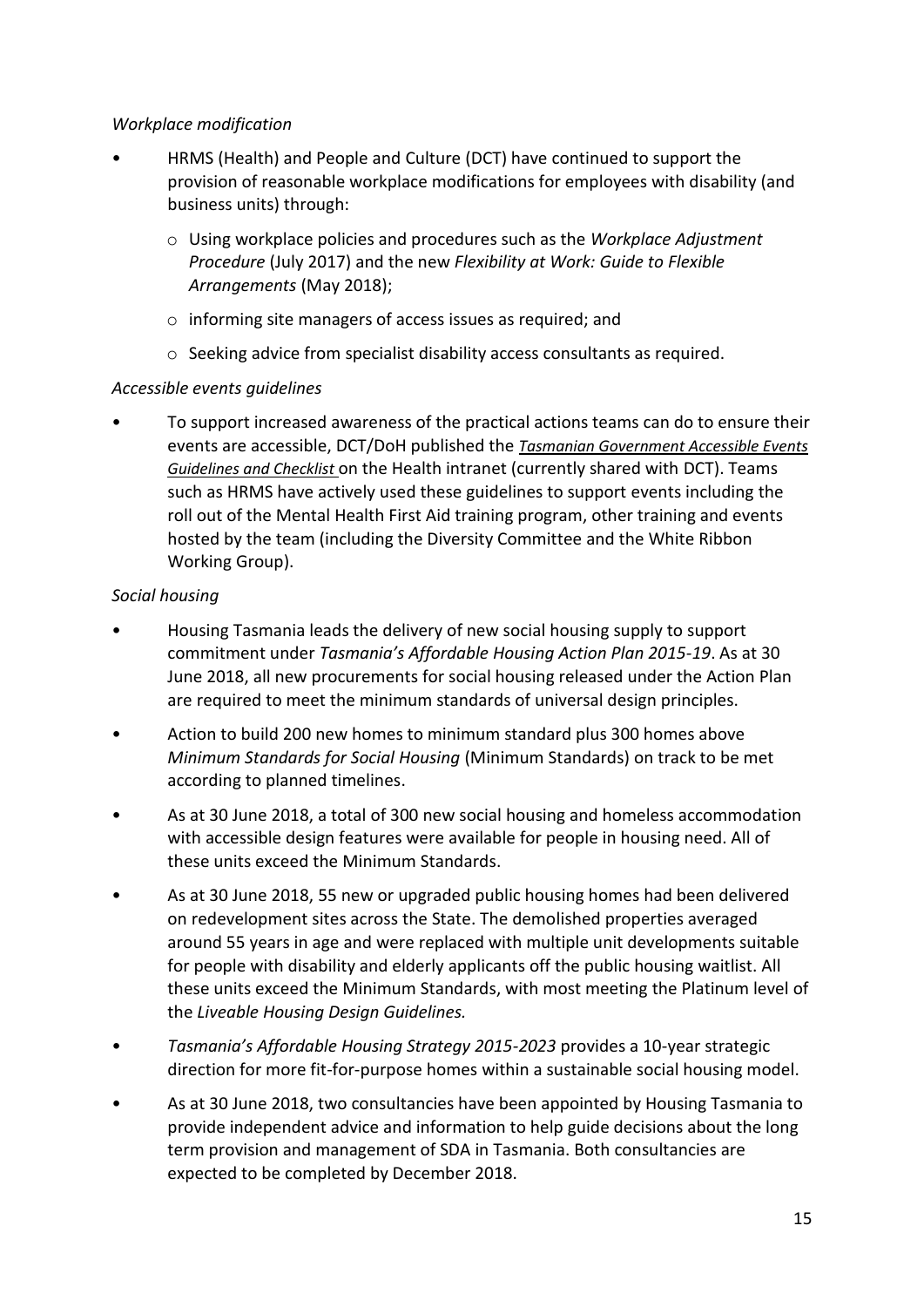*Workplace modification*

- HRMS (Health) and People and Culture (DCT) have continued to support the provision of reasonable workplace modifications for employees with disability (and business units) through:
    - Using workplace policies and procedures such as the *Workplace Adjustment Procedure* (July 2017) and the new *Flexibility at Work: Guide to Flexible Arrangements* (May 2018);
    - informing site managers of access issues as required; and
    - Seeking advice from specialist disability access consultants as required.

*Accessible events guidelines*

- To support increased awareness of the practical actions teams can do to ensure their events are accessible, DCT/DoH published the *Tasmanian Government Accessible Events Guidelines and Checklist* on the Health intranet (currently shared with DCT). Teams such as HRMS have actively used these guidelines to support events including the roll out of the Mental Health First Aid training program, other training and events hosted by the team (including the Diversity Committee and the White Ribbon Working Group).

*Social housing*

- Housing Tasmania leads the delivery of new social housing supply to support commitment under *Tasmania's Affordable Housing Action Plan 2015-19*. As at 30 June 2018, all new procurements for social housing released under the Action Plan are required to meet the minimum standards of universal design principles.
- Action to build 200 new homes to minimum standard plus 300 homes above *Minimum Standards for Social Housing* (Minimum Standards) on track to be met according to planned timelines.
- As at 30 June 2018, a total of 300 new social housing and homeless accommodation with accessible design features were available for people in housing need. All of these units exceed the Minimum Standards.
- As at 30 June 2018, 55 new or upgraded public housing homes had been delivered on redevelopment sites across the State. The demolished properties averaged around 55 years in age and were replaced with multiple unit developments suitable for people with disability and elderly applicants off the public housing waitlist. All these units exceed the Minimum Standards, with most meeting the Platinum level of the *Liveable Housing Design Guidelines.*
- *Tasmania's Affordable Housing Strategy 2015-2023* provides a 10-year strategic direction for more fit-for-purpose homes within a sustainable social housing model.
- As at 30 June 2018, two consultancies have been appointed by Housing Tasmania to provide independent advice and information to help guide decisions about the long term provision and management of SDA in Tasmania. Both consultancies are expected to be completed by December 2018.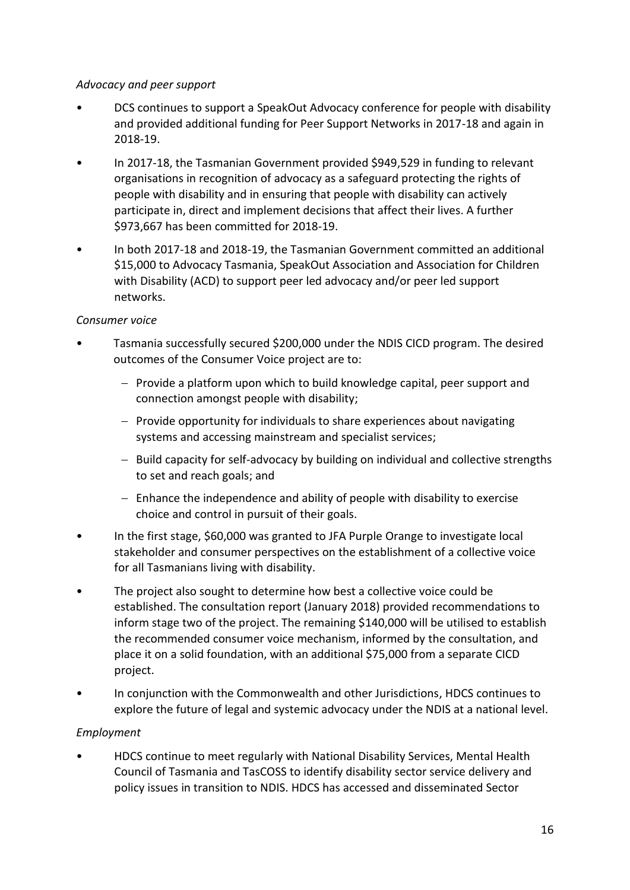*Advocacy and peer support*

- DCS continues to support a SpeakOut Advocacy conference for people with disability and provided additional funding for Peer Support Networks in 2017-18 and again in 2018-19.
- In 2017-18, the Tasmanian Government provided $949,529 in funding to relevant organisations in recognition of advocacy as a safeguard protecting the rights of people with disability and in ensuring that people with disability can actively participate in, direct and implement decisions that affect their lives. A further $973,667 has been committed for 2018-19.
- In both 2017-18 and 2018-19, the Tasmanian Government committed an additional $15,000 to Advocacy Tasmania, SpeakOut Association and Association for Children with Disability (ACD) to support peer led advocacy and/or peer led support networks.

*Consumer voice*

- Tasmania successfully secured $200,000 under the NDIS CICD program. The desired outcomes of the Consumer Voice project are to:
  - Provide a platform upon which to build knowledge capital, peer support and connection amongst people with disability;
  - Provide opportunity for individuals to share experiences about navigating systems and accessing mainstream and specialist services;
  - Build capacity for self-advocacy by building on individual and collective strengths to set and reach goals; and
  - Enhance the independence and ability of people with disability to exercise choice and control in pursuit of their goals.
- In the first stage, $60,000 was granted to JFA Purple Orange to investigate local stakeholder and consumer perspectives on the establishment of a collective voice for all Tasmanians living with disability.
- The project also sought to determine how best a collective voice could be established. The consultation report (January 2018) provided recommendations to inform stage two of the project. The remaining $140,000 will be utilised to establish the recommended consumer voice mechanism, informed by the consultation, and place it on a solid foundation, with an additional $75,000 from a separate CICD project.
- In conjunction with the Commonwealth and other Jurisdictions, HDCS continues to explore the future of legal and systemic advocacy under the NDIS at a national level.

*Employment*

- HDCS continue to meet regularly with National Disability Services, Mental Health Council of Tasmania and TasCOSS to identify disability sector service delivery and policy issues in transition to NDIS. HDCS has accessed and disseminated Sector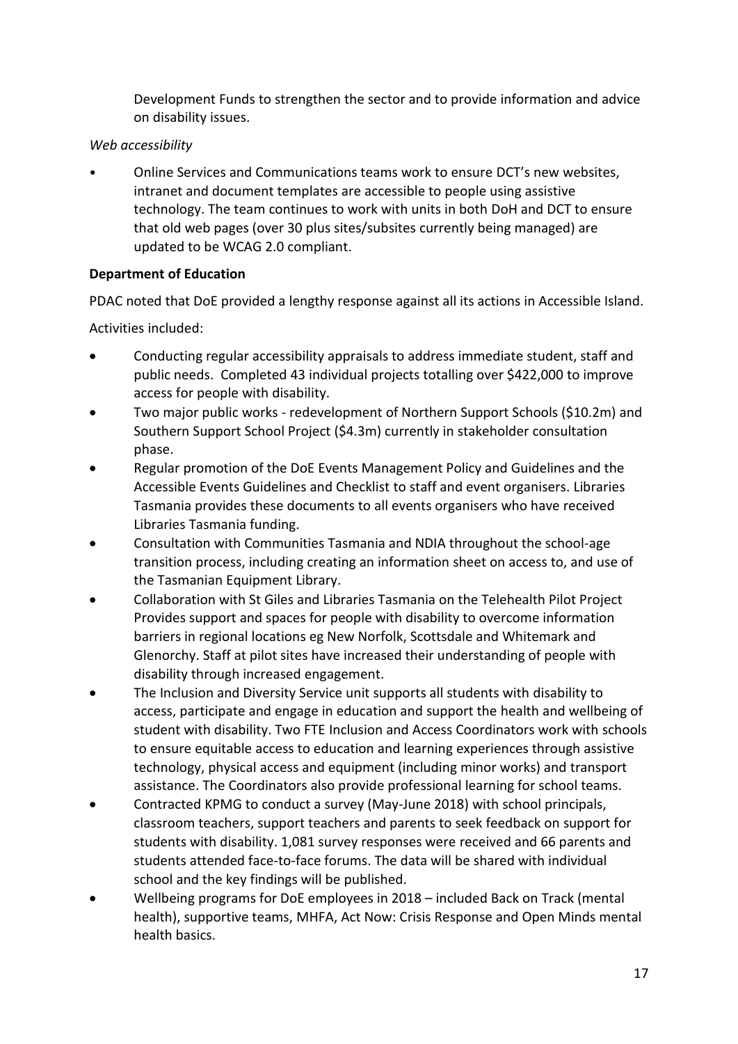Development Funds to strengthen the sector and to provide information and advice on disability issues.

*Web accessibility*

- Online Services and Communications teams work to ensure DCT's new websites, intranet and document templates are accessible to people using assistive technology. The team continues to work with units in both DoH and DCT to ensure that old web pages (over 30 plus sites/subsites currently being managed) are updated to be WCAG 2.0 compliant.

**Department of Education**

PDAC noted that DoE provided a lengthy response against all its actions in Accessible Island.

Activities included:

- Conducting regular accessibility appraisals to address immediate student, staff and public needs. Completed 43 individual projects totalling over $422,000 to improve access for people with disability.
- Two major public works - redevelopment of Northern Support Schools ($10.2m) and Southern Support School Project ($4.3m) currently in stakeholder consultation phase.
- Regular promotion of the DoE Events Management Policy and Guidelines and the Accessible Events Guidelines and Checklist to staff and event organisers. Libraries Tasmania provides these documents to all events organisers who have received Libraries Tasmania funding.
- Consultation with Communities Tasmania and NDIA throughout the school-age transition process, including creating an information sheet on access to, and use of the Tasmanian Equipment Library.
- Collaboration with St Giles and Libraries Tasmania on the Telehealth Pilot Project Provides support and spaces for people with disability to overcome information barriers in regional locations eg New Norfolk, Scottsdale and Whitemark and Glenorchy. Staff at pilot sites have increased their understanding of people with disability through increased engagement.
- The Inclusion and Diversity Service unit supports all students with disability to access, participate and engage in education and support the health and wellbeing of student with disability. Two FTE Inclusion and Access Coordinators work with schools to ensure equitable access to education and learning experiences through assistive technology, physical access and equipment (including minor works) and transport assistance. The Coordinators also provide professional learning for school teams.
- Contracted KPMG to conduct a survey (May-June 2018) with school principals, classroom teachers, support teachers and parents to seek feedback on support for students with disability. 1,081 survey responses were received and 66 parents and students attended face-to-face forums. The data will be shared with individual school and the key findings will be published.
- Wellbeing programs for DoE employees in 2018 – included Back on Track (mental health), supportive teams, MHFA, Act Now: Crisis Response and Open Minds mental health basics.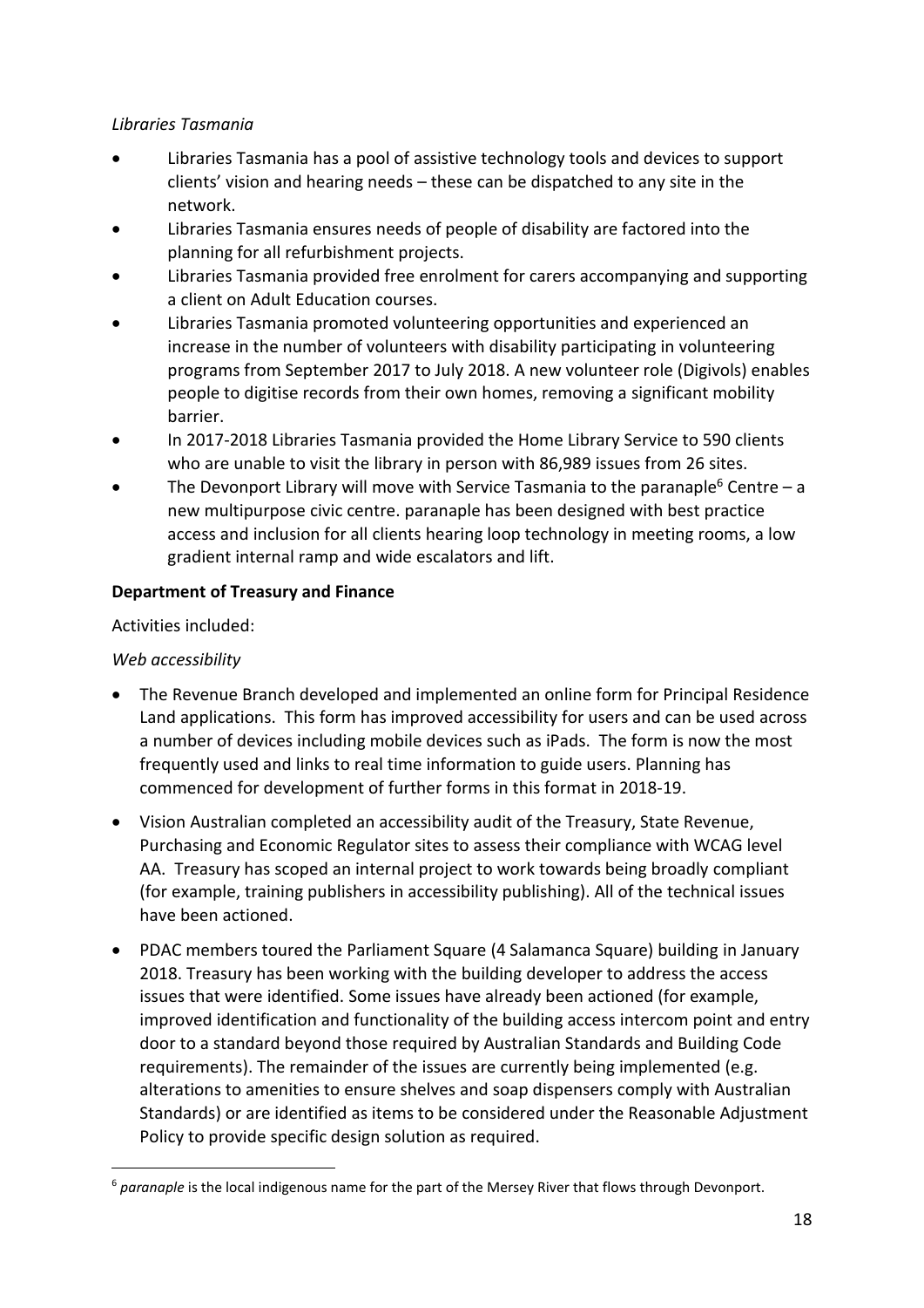*Libraries Tasmania*

- Libraries Tasmania has a pool of assistive technology tools and devices to support clients' vision and hearing needs – these can be dispatched to any site in the network.
- Libraries Tasmania ensures needs of people of disability are factored into the planning for all refurbishment projects.
- Libraries Tasmania provided free enrolment for carers accompanying and supporting a client on Adult Education courses.
- Libraries Tasmania promoted volunteering opportunities and experienced an increase in the number of volunteers with disability participating in volunteering programs from September 2017 to July 2018. A new volunteer role (Digivols) enables people to digitise records from their own homes, removing a significant mobility barrier.
- In 2017-2018 Libraries Tasmania provided the Home Library Service to 590 clients who are unable to visit the library in person with 86,989 issues from 26 sites.
- The Devonport Library will move with Service Tasmania to the paranaple[6] Centre – a new multipurpose civic centre. paranaple has been designed with best practice access and inclusion for all clients hearing loop technology in meeting rooms, a low gradient internal ramp and wide escalators and lift.

**Department of Treasury and Finance**

Activities included:

*Web accessibility*

- The Revenue Branch developed and implemented an online form for Principal Residence Land applications. This form has improved accessibility for users and can be used across a number of devices including mobile devices such as iPads. The form is now the most frequently used and links to real time information to guide users. Planning has commenced for development of further forms in this format in 2018-19.
- Vision Australian completed an accessibility audit of the Treasury, State Revenue, Purchasing and Economic Regulator sites to assess their compliance with WCAG level AA. Treasury has scoped an internal project to work towards being broadly compliant (for example, training publishers in accessibility publishing). All of the technical issues have been actioned.
- PDAC members toured the Parliament Square (4 Salamanca Square) building in January 2018. Treasury has been working with the building developer to address the access issues that were identified. Some issues have already been actioned (for example, improved identification and functionality of the building access intercom point and entry door to a standard beyond those required by Australian Standards and Building Code requirements). The remainder of the issues are currently being implemented (e.g. alterations to amenities to ensure shelves and soap dispensers comply with Australian Standards) or are identified as items to be considered under the Reasonable Adjustment Policy to provide specific design solution as required.

[6] *paranaple* is the local indigenous name for the part of the Mersey River that flows through Devonport.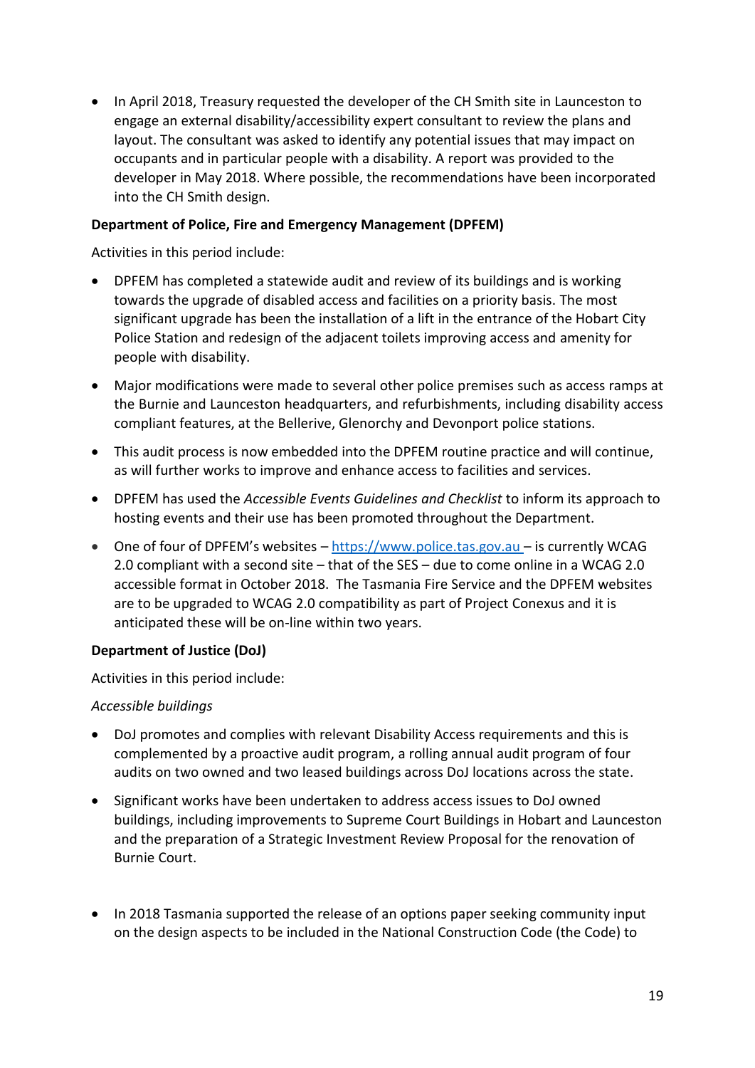- In April 2018, Treasury requested the developer of the CH Smith site in Launceston to engage an external disability/accessibility expert consultant to review the plans and layout. The consultant was asked to identify any potential issues that may impact on occupants and in particular people with a disability. A report was provided to the developer in May 2018. Where possible, the recommendations have been incorporated into the CH Smith design.

**Department of Police, Fire and Emergency Management (DPFEM)**

Activities in this period include:

- DPFEM has completed a statewide audit and review of its buildings and is working towards the upgrade of disabled access and facilities on a priority basis. The most significant upgrade has been the installation of a lift in the entrance of the Hobart City Police Station and redesign of the adjacent toilets improving access and amenity for people with disability.
- Major modifications were made to several other police premises such as access ramps at the Burnie and Launceston headquarters, and refurbishments, including disability access compliant features, at the Bellerive, Glenorchy and Devonport police stations.
- This audit process is now embedded into the DPFEM routine practice and will continue, as will further works to improve and enhance access to facilities and services.
- DPFEM has used the *Accessible Events Guidelines and Checklist* to inform its approach to hosting events and their use has been promoted throughout the Department.
- One of four of DPFEM's websites – [https://www.police.tas.gov.au](https://www.police.tas.gov.au) – is currently WCAG 2.0 compliant with a second site – that of the SES – due to come online in a WCAG 2.0 accessible format in October 2018. The Tasmania Fire Service and the DPFEM websites are to be upgraded to WCAG 2.0 compatibility as part of Project Conexus and it is anticipated these will be on-line within two years.

**Department of Justice (DoJ)**

Activities in this period include:

*Accessible buildings*

- DoJ promotes and complies with relevant Disability Access requirements and this is complemented by a proactive audit program, a rolling annual audit program of four audits on two owned and two leased buildings across DoJ locations across the state.
- Significant works have been undertaken to address access issues to DoJ owned buildings, including improvements to Supreme Court Buildings in Hobart and Launceston and the preparation of a Strategic Investment Review Proposal for the renovation of Burnie Court.
- In 2018 Tasmania supported the release of an options paper seeking community input on the design aspects to be included in the National Construction Code (the Code) to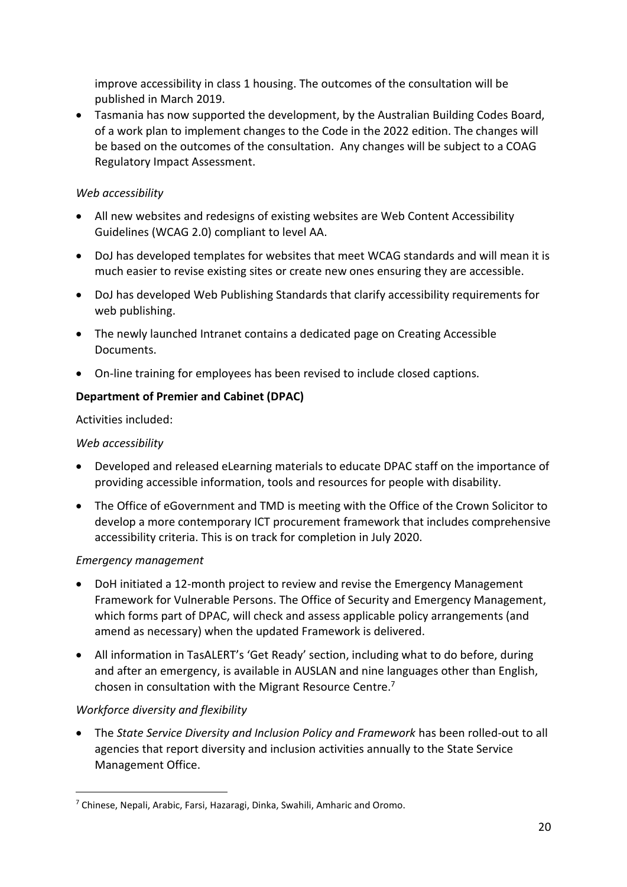improve accessibility in class 1 housing. The outcomes of the consultation will be published in March 2019.

- Tasmania has now supported the development, by the Australian Building Codes Board, of a work plan to implement changes to the Code in the 2022 edition. The changes will be based on the outcomes of the consultation. Any changes will be subject to a COAG Regulatory Impact Assessment.

*Web accessibility*

- All new websites and redesigns of existing websites are Web Content Accessibility Guidelines (WCAG 2.0) compliant to level AA.
- DoJ has developed templates for websites that meet WCAG standards and will mean it is much easier to revise existing sites or create new ones ensuring they are accessible.
- DoJ has developed Web Publishing Standards that clarify accessibility requirements for web publishing.
- The newly launched Intranet contains a dedicated page on Creating Accessible Documents.
- On-line training for employees has been revised to include closed captions.

**Department of Premier and Cabinet (DPAC)**

Activities included:

*Web accessibility*

- Developed and released eLearning materials to educate DPAC staff on the importance of providing accessible information, tools and resources for people with disability.
- The Office of eGovernment and TMD is meeting with the Office of the Crown Solicitor to develop a more contemporary ICT procurement framework that includes comprehensive accessibility criteria. This is on track for completion in July 2020.

*Emergency management*

- DoH initiated a 12-month project to review and revise the Emergency Management Framework for Vulnerable Persons. The Office of Security and Emergency Management, which forms part of DPAC, will check and assess applicable policy arrangements (and amend as necessary) when the updated Framework is delivered.
- All information in TasALERT's 'Get Ready' section, including what to do before, during and after an emergency, is available in AUSLAN and nine languages other than English, chosen in consultation with the Migrant Resource Centre.[7]

*Workforce diversity and flexibility*

- The *State Service Diversity and Inclusion Policy and Framework* has been rolled-out to all agencies that report diversity and inclusion activities annually to the State Service Management Office.

[7] Chinese, Nepali, Arabic, Farsi, Hazaragi, Dinka, Swahili, Amharic and Oromo.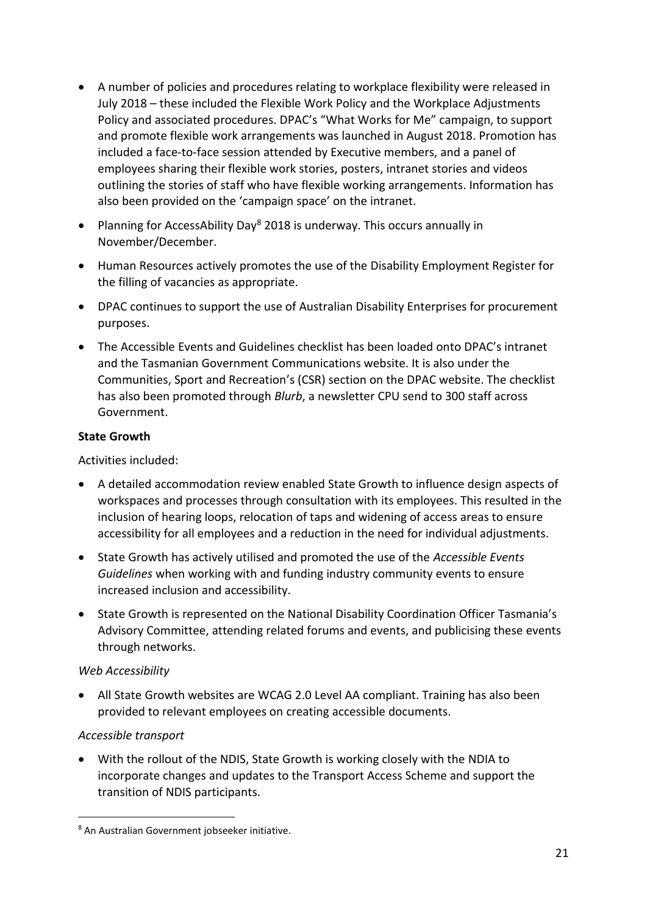- A number of policies and procedures relating to workplace flexibility were released in July 2018 – these included the Flexible Work Policy and the Workplace Adjustments Policy and associated procedures. DPAC's "What Works for Me" campaign, to support and promote flexible work arrangements was launched in August 2018. Promotion has included a face-to-face session attended by Executive members, and a panel of employees sharing their flexible work stories, posters, intranet stories and videos outlining the stories of staff who have flexible working arrangements. Information has also been provided on the 'campaign space' on the intranet.
- Planning for AccessAbility Day[8] 2018 is underway. This occurs annually in November/December.
- Human Resources actively promotes the use of the Disability Employment Register for the filling of vacancies as appropriate.
- DPAC continues to support the use of Australian Disability Enterprises for procurement purposes.
- The Accessible Events and Guidelines checklist has been loaded onto DPAC's intranet and the Tasmanian Government Communications website. It is also under the Communities, Sport and Recreation's (CSR) section on the DPAC website. The checklist has also been promoted through *Blurb*, a newsletter CPU send to 300 staff across Government.

**State Growth**

Activities included:

- A detailed accommodation review enabled State Growth to influence design aspects of workspaces and processes through consultation with its employees. This resulted in the inclusion of hearing loops, relocation of taps and widening of access areas to ensure accessibility for all employees and a reduction in the need for individual adjustments.
- State Growth has actively utilised and promoted the use of the *Accessible Events Guidelines* when working with and funding industry community events to ensure increased inclusion and accessibility.
- State Growth is represented on the National Disability Coordination Officer Tasmania's Advisory Committee, attending related forums and events, and publicising these events through networks.

*Web Accessibility*

- All State Growth websites are WCAG 2.0 Level AA compliant. Training has also been provided to relevant employees on creating accessible documents.

*Accessible transport*

- With the rollout of the NDIS, State Growth is working closely with the NDIA to incorporate changes and updates to the Transport Access Scheme and support the transition of NDIS participants.

[8] An Australian Government jobseeker initiative.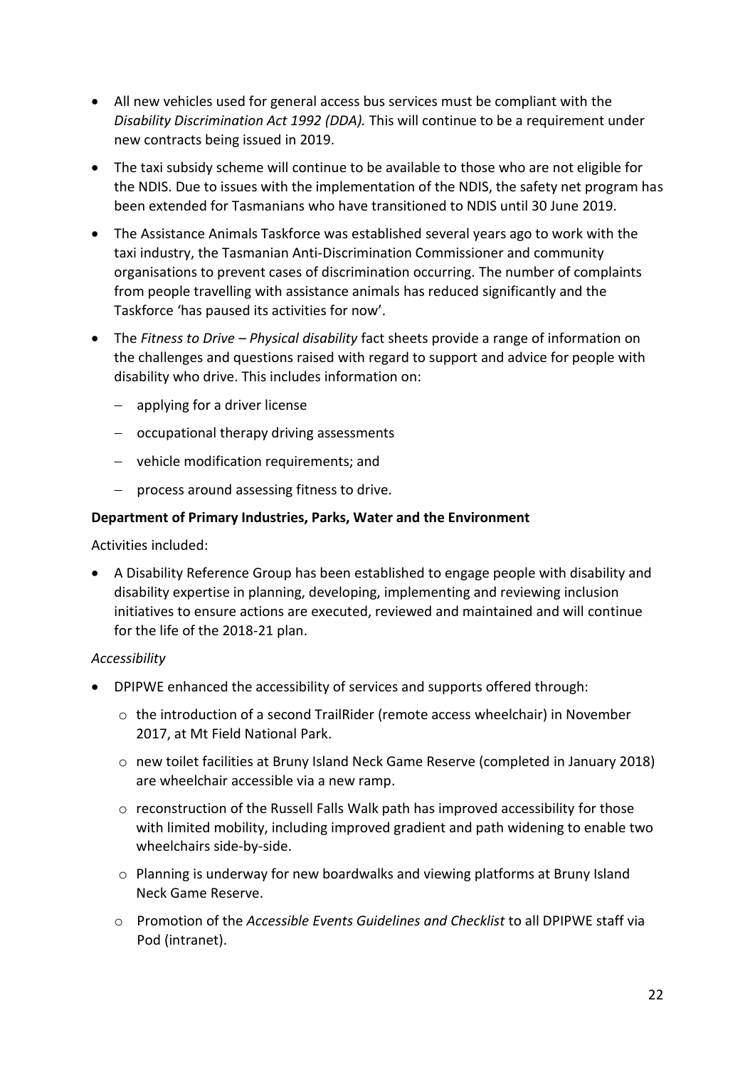- All new vehicles used for general access bus services must be compliant with the *Disability Discrimination Act 1992 (DDA).* This will continue to be a requirement under new contracts being issued in 2019.
- The taxi subsidy scheme will continue to be available to those who are not eligible for the NDIS. Due to issues with the implementation of the NDIS, the safety net program has been extended for Tasmanians who have transitioned to NDIS until 30 June 2019.
- The Assistance Animals Taskforce was established several years ago to work with the taxi industry, the Tasmanian Anti-Discrimination Commissioner and community organisations to prevent cases of discrimination occurring. The number of complaints from people travelling with assistance animals has reduced significantly and the Taskforce 'has paused its activities for now'.
- The *Fitness to Drive – Physical disability* fact sheets provide a range of information on the challenges and questions raised with regard to support and advice for people with disability who drive. This includes information on:
  - applying for a driver license
  - occupational therapy driving assessments
  - vehicle modification requirements; and
  - process around assessing fitness to drive.

**Department of Primary Industries, Parks, Water and the Environment**

Activities included:

- A Disability Reference Group has been established to engage people with disability and disability expertise in planning, developing, implementing and reviewing inclusion initiatives to ensure actions are executed, reviewed and maintained and will continue for the life of the 2018-21 plan.

*Accessibility*

- DPIPWE enhanced the accessibility of services and supports offered through:
  - the introduction of a second TrailRider (remote access wheelchair) in November 2017, at Mt Field National Park.
  - new toilet facilities at Bruny Island Neck Game Reserve (completed in January 2018) are wheelchair accessible via a new ramp.
  - reconstruction of the Russell Falls Walk path has improved accessibility for those with limited mobility, including improved gradient and path widening to enable two wheelchairs side-by-side.
  - Planning is underway for new boardwalks and viewing platforms at Bruny Island Neck Game Reserve.
  - Promotion of the *Accessible Events Guidelines and Checklist* to all DPIPWE staff via Pod (intranet).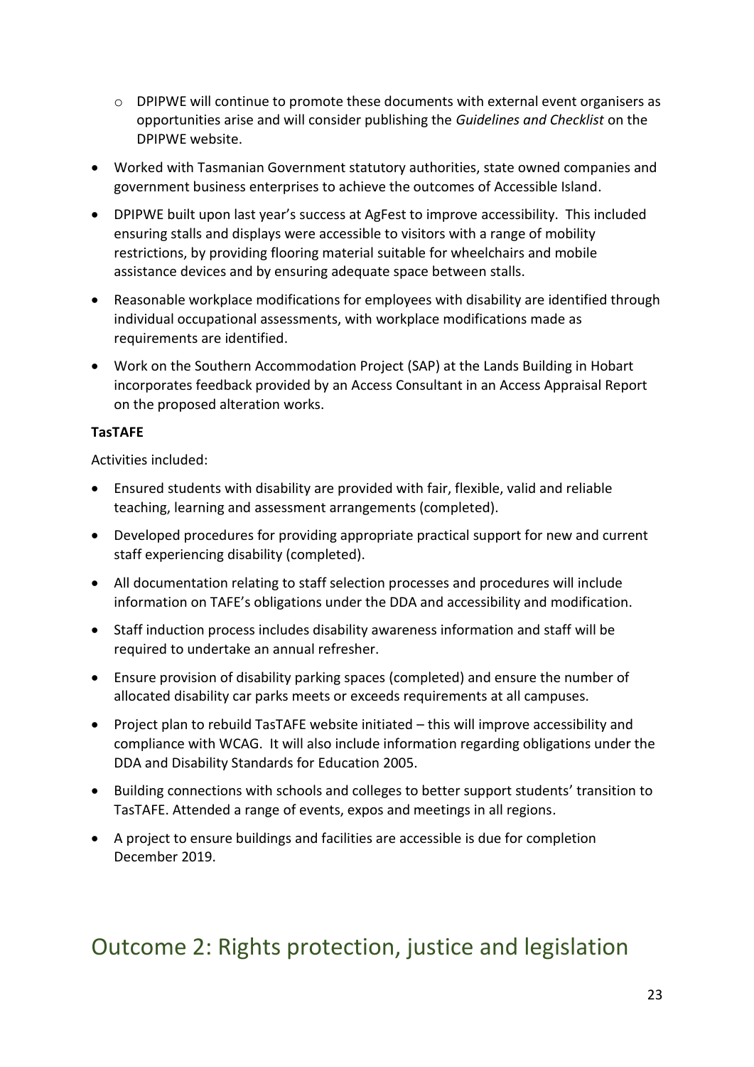- DPIPWE will continue to promote these documents with external event organisers as opportunities arise and will consider publishing the *Guidelines and Checklist* on the DPIPWE website.
- Worked with Tasmanian Government statutory authorities, state owned companies and government business enterprises to achieve the outcomes of Accessible Island.
- DPIPWE built upon last year's success at AgFest to improve accessibility. This included ensuring stalls and displays were accessible to visitors with a range of mobility restrictions, by providing flooring material suitable for wheelchairs and mobile assistance devices and by ensuring adequate space between stalls.
- Reasonable workplace modifications for employees with disability are identified through individual occupational assessments, with workplace modifications made as requirements are identified.
- Work on the Southern Accommodation Project (SAP) at the Lands Building in Hobart incorporates feedback provided by an Access Consultant in an Access Appraisal Report on the proposed alteration works.

**TasTAFE**

Activities included:

- Ensured students with disability are provided with fair, flexible, valid and reliable teaching, learning and assessment arrangements (completed).
- Developed procedures for providing appropriate practical support for new and current staff experiencing disability (completed).
- All documentation relating to staff selection processes and procedures will include information on TAFE's obligations under the DDA and accessibility and modification.
- Staff induction process includes disability awareness information and staff will be required to undertake an annual refresher.
- Ensure provision of disability parking spaces (completed) and ensure the number of allocated disability car parks meets or exceeds requirements at all campuses.
- Project plan to rebuild TasTAFE website initiated – this will improve accessibility and compliance with WCAG. It will also include information regarding obligations under the DDA and Disability Standards for Education 2005.
- Building connections with schools and colleges to better support students' transition to TasTAFE. Attended a range of events, expos and meetings in all regions.
- A project to ensure buildings and facilities are accessible is due for completion December 2019.

# Outcome 2: Rights protection, justice and legislation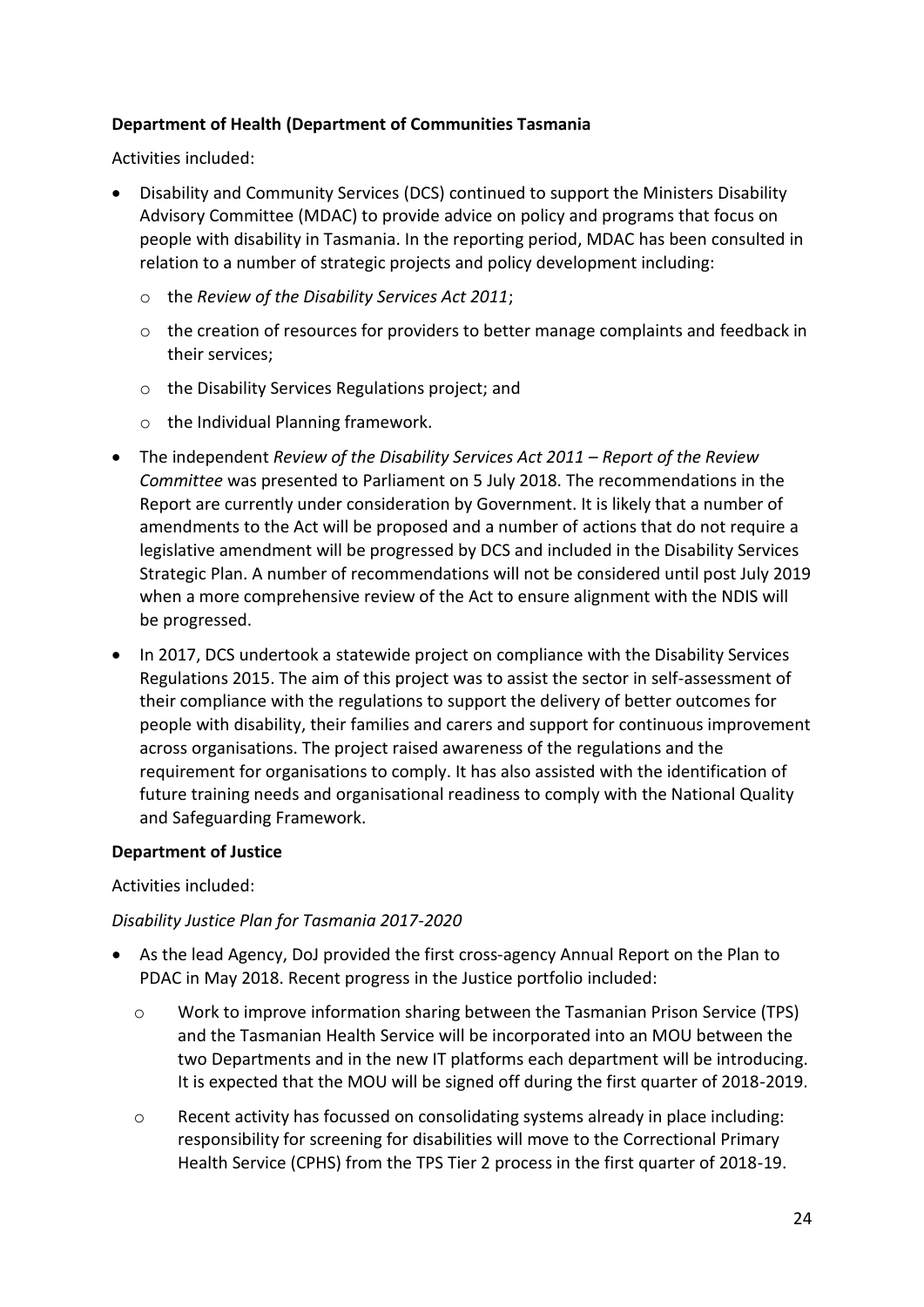**Department of Health (Department of Communities Tasmania**

Activities included:

- Disability and Community Services (DCS) continued to support the Ministers Disability Advisory Committee (MDAC) to provide advice on policy and programs that focus on people with disability in Tasmania. In the reporting period, MDAC has been consulted in relation to a number of strategic projects and policy development including:
    - the *Review of the Disability Services Act 2011*;
    - the creation of resources for providers to better manage complaints and feedback in their services;
    - the Disability Services Regulations project; and
    - the Individual Planning framework.
- The independent *Review of the Disability Services Act 2011 – Report of the Review Committee* was presented to Parliament on 5 July 2018. The recommendations in the Report are currently under consideration by Government. It is likely that a number of amendments to the Act will be proposed and a number of actions that do not require a legislative amendment will be progressed by DCS and included in the Disability Services Strategic Plan. A number of recommendations will not be considered until post July 2019 when a more comprehensive review of the Act to ensure alignment with the NDIS will be progressed.
- In 2017, DCS undertook a statewide project on compliance with the Disability Services Regulations 2015. The aim of this project was to assist the sector in self-assessment of their compliance with the regulations to support the delivery of better outcomes for people with disability, their families and carers and support for continuous improvement across organisations. The project raised awareness of the regulations and the requirement for organisations to comply. It has also assisted with the identification of future training needs and organisational readiness to comply with the National Quality and Safeguarding Framework.

**Department of Justice**

Activities included:

*Disability Justice Plan for Tasmania 2017-2020*

- As the lead Agency, DoJ provided the first cross-agency Annual Report on the Plan to PDAC in May 2018. Recent progress in the Justice portfolio included:
    - Work to improve information sharing between the Tasmanian Prison Service (TPS) and the Tasmanian Health Service will be incorporated into an MOU between the two Departments and in the new IT platforms each department will be introducing. It is expected that the MOU will be signed off during the first quarter of 2018-2019.
    - Recent activity has focussed on consolidating systems already in place including: responsibility for screening for disabilities will move to the Correctional Primary Health Service (CPHS) from the TPS Tier 2 process in the first quarter of 2018-19.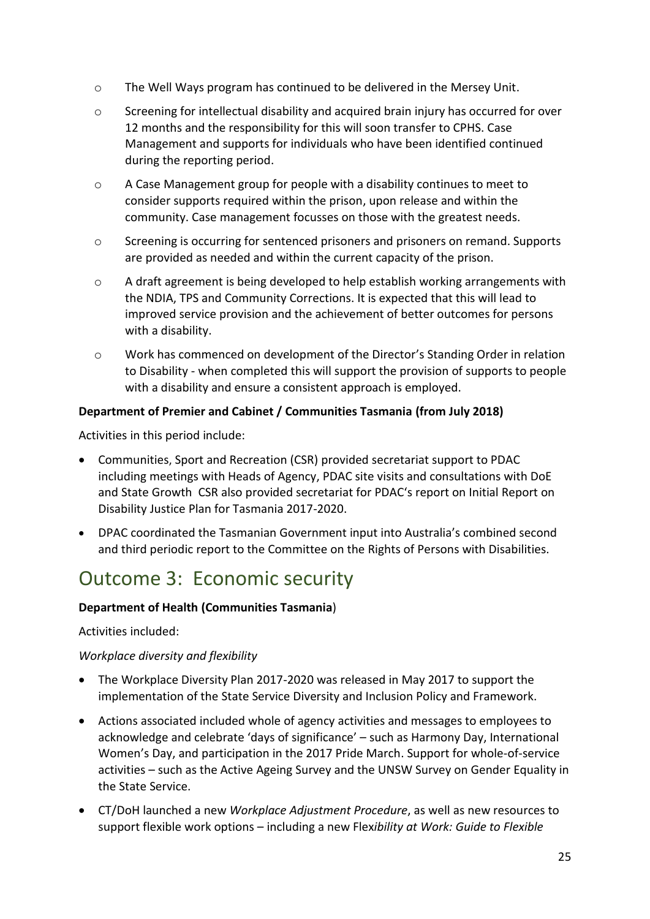- The Well Ways program has continued to be delivered in the Mersey Unit.
- Screening for intellectual disability and acquired brain injury has occurred for over 12 months and the responsibility for this will soon transfer to CPHS. Case Management and supports for individuals who have been identified continued during the reporting period.
- A Case Management group for people with a disability continues to meet to consider supports required within the prison, upon release and within the community. Case management focusses on those with the greatest needs.
- Screening is occurring for sentenced prisoners and prisoners on remand. Supports are provided as needed and within the current capacity of the prison.
- A draft agreement is being developed to help establish working arrangements with the NDIA, TPS and Community Corrections. It is expected that this will lead to improved service provision and the achievement of better outcomes for persons with a disability.
- Work has commenced on development of the Director's Standing Order in relation to Disability - when completed this will support the provision of supports to people with a disability and ensure a consistent approach is employed.

**Department of Premier and Cabinet / Communities Tasmania (from July 2018)**

Activities in this period include:

- Communities, Sport and Recreation (CSR) provided secretariat support to PDAC including meetings with Heads of Agency, PDAC site visits and consultations with DoE and State Growth CSR also provided secretariat for PDAC's report on Initial Report on Disability Justice Plan for Tasmania 2017-2020.
- DPAC coordinated the Tasmanian Government input into Australia's combined second and third periodic report to the Committee on the Rights of Persons with Disabilities.

# Outcome 3: Economic security

**Department of Health (Communities Tasmania**)

Activities included:

*Workplace diversity and flexibility*

- The Workplace Diversity Plan 2017-2020 was released in May 2017 to support the implementation of the State Service Diversity and Inclusion Policy and Framework.
- Actions associated included whole of agency activities and messages to employees to acknowledge and celebrate 'days of significance' – such as Harmony Day, International Women's Day, and participation in the 2017 Pride March. Support for whole-of-service activities – such as the Active Ageing Survey and the UNSW Survey on Gender Equality in the State Service.
- CT/DoH launched a new *Workplace Adjustment Procedure*, as well as new resources to support flexible work options – including a new Flex*ibility at Work: Guide to Flexible*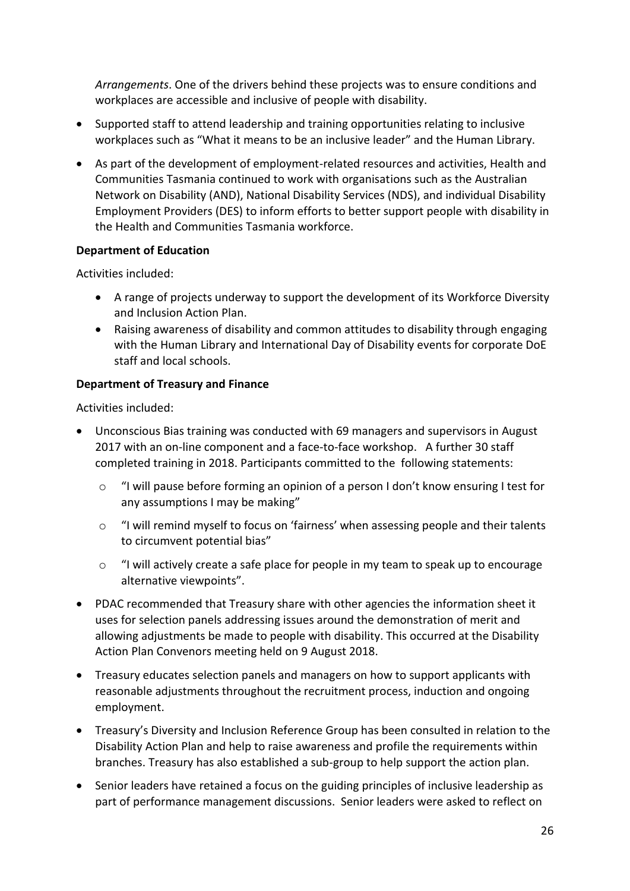*Arrangements*. One of the drivers behind these projects was to ensure conditions and workplaces are accessible and inclusive of people with disability.

- Supported staff to attend leadership and training opportunities relating to inclusive workplaces such as "What it means to be an inclusive leader" and the Human Library.
- As part of the development of employment-related resources and activities, Health and Communities Tasmania continued to work with organisations such as the Australian Network on Disability (AND), National Disability Services (NDS), and individual Disability Employment Providers (DES) to inform efforts to better support people with disability in the Health and Communities Tasmania workforce.

**Department of Education**

Activities included:

- A range of projects underway to support the development of its Workforce Diversity and Inclusion Action Plan.
- Raising awareness of disability and common attitudes to disability through engaging with the Human Library and International Day of Disability events for corporate DoE staff and local schools.

**Department of Treasury and Finance**

Activities included:

- Unconscious Bias training was conducted with 69 managers and supervisors in August 2017 with an on-line component and a face-to-face workshop. A further 30 staff completed training in 2018. Participants committed to the following statements:
  - "I will pause before forming an opinion of a person I don't know ensuring I test for any assumptions I may be making"
  - "I will remind myself to focus on 'fairness' when assessing people and their talents to circumvent potential bias"
  - "I will actively create a safe place for people in my team to speak up to encourage alternative viewpoints".
- PDAC recommended that Treasury share with other agencies the information sheet it uses for selection panels addressing issues around the demonstration of merit and allowing adjustments be made to people with disability. This occurred at the Disability Action Plan Convenors meeting held on 9 August 2018.
- Treasury educates selection panels and managers on how to support applicants with reasonable adjustments throughout the recruitment process, induction and ongoing employment.
- Treasury's Diversity and Inclusion Reference Group has been consulted in relation to the Disability Action Plan and help to raise awareness and profile the requirements within branches. Treasury has also established a sub-group to help support the action plan.
- Senior leaders have retained a focus on the guiding principles of inclusive leadership as part of performance management discussions. Senior leaders were asked to reflect on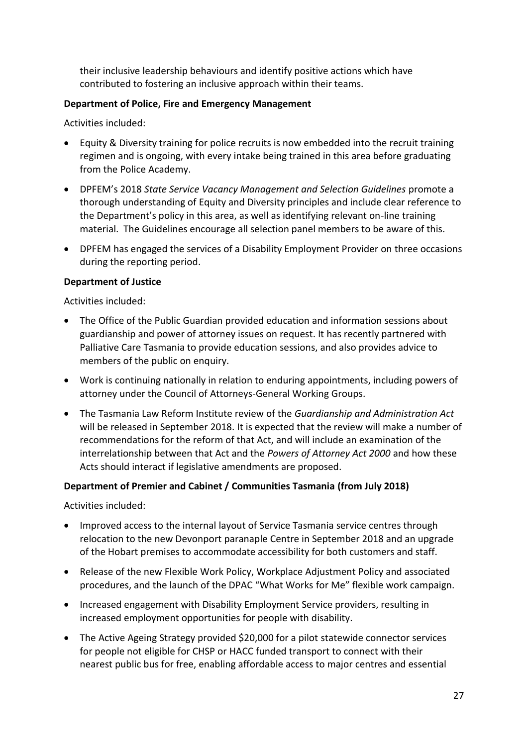their inclusive leadership behaviours and identify positive actions which have contributed to fostering an inclusive approach within their teams.

**Department of Police, Fire and Emergency Management**

Activities included:

- Equity & Diversity training for police recruits is now embedded into the recruit training regimen and is ongoing, with every intake being trained in this area before graduating from the Police Academy.
- DPFEM's 2018 *State Service Vacancy Management and Selection Guidelines* promote a thorough understanding of Equity and Diversity principles and include clear reference to the Department's policy in this area, as well as identifying relevant on-line training material. The Guidelines encourage all selection panel members to be aware of this.
- DPFEM has engaged the services of a Disability Employment Provider on three occasions during the reporting period.

**Department of Justice**

Activities included:

- The Office of the Public Guardian provided education and information sessions about guardianship and power of attorney issues on request. It has recently partnered with Palliative Care Tasmania to provide education sessions, and also provides advice to members of the public on enquiry.
- Work is continuing nationally in relation to enduring appointments, including powers of attorney under the Council of Attorneys-General Working Groups.
- The Tasmania Law Reform Institute review of the *Guardianship and Administration Act* will be released in September 2018. It is expected that the review will make a number of recommendations for the reform of that Act, and will include an examination of the interrelationship between that Act and the *Powers of Attorney Act 2000* and how these Acts should interact if legislative amendments are proposed.

**Department of Premier and Cabinet / Communities Tasmania (from July 2018)**

Activities included:

- Improved access to the internal layout of Service Tasmania service centres through relocation to the new Devonport paranaple Centre in September 2018 and an upgrade of the Hobart premises to accommodate accessibility for both customers and staff.
- Release of the new Flexible Work Policy, Workplace Adjustment Policy and associated procedures, and the launch of the DPAC "What Works for Me" flexible work campaign.
- Increased engagement with Disability Employment Service providers, resulting in increased employment opportunities for people with disability.
- The Active Ageing Strategy provided $20,000 for a pilot statewide connector services for people not eligible for CHSP or HACC funded transport to connect with their nearest public bus for free, enabling affordable access to major centres and essential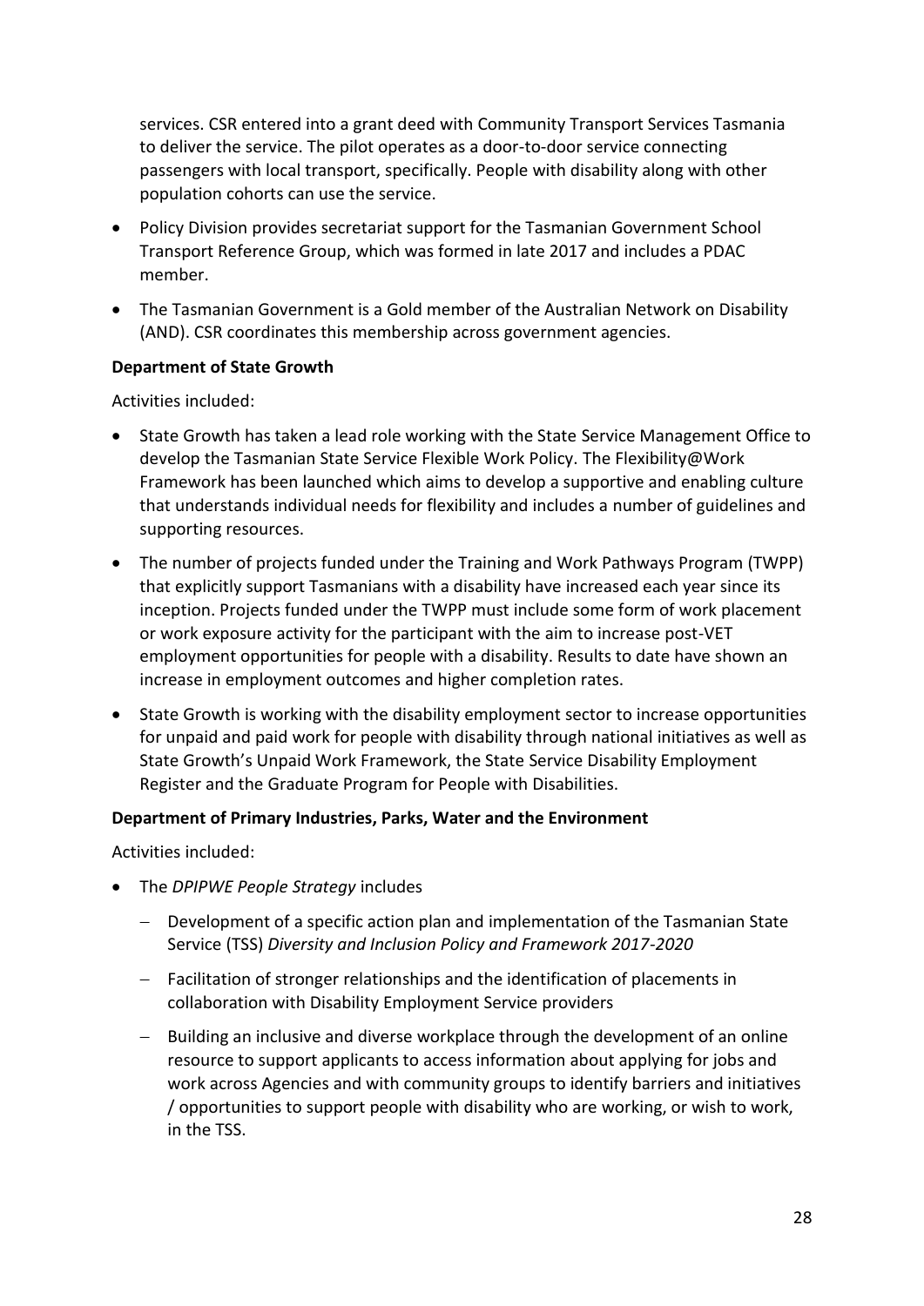services. CSR entered into a grant deed with Community Transport Services Tasmania to deliver the service. The pilot operates as a door-to-door service connecting passengers with local transport, specifically. People with disability along with other population cohorts can use the service.

- Policy Division provides secretariat support for the Tasmanian Government School Transport Reference Group, which was formed in late 2017 and includes a PDAC member.
- The Tasmanian Government is a Gold member of the Australian Network on Disability (AND). CSR coordinates this membership across government agencies.

**Department of State Growth**

Activities included:

- State Growth has taken a lead role working with the State Service Management Office to develop the Tasmanian State Service Flexible Work Policy. The Flexibility@Work Framework has been launched which aims to develop a supportive and enabling culture that understands individual needs for flexibility and includes a number of guidelines and supporting resources.
- The number of projects funded under the Training and Work Pathways Program (TWPP) that explicitly support Tasmanians with a disability have increased each year since its inception. Projects funded under the TWPP must include some form of work placement or work exposure activity for the participant with the aim to increase post-VET employment opportunities for people with a disability. Results to date have shown an increase in employment outcomes and higher completion rates.
- State Growth is working with the disability employment sector to increase opportunities for unpaid and paid work for people with disability through national initiatives as well as State Growth's Unpaid Work Framework, the State Service Disability Employment Register and the Graduate Program for People with Disabilities.

**Department of Primary Industries, Parks, Water and the Environment**

Activities included:

- The *DPIPWE People Strategy* includes
  - Development of a specific action plan and implementation of the Tasmanian State Service (TSS) *Diversity and Inclusion Policy and Framework 2017-2020*
  - Facilitation of stronger relationships and the identification of placements in collaboration with Disability Employment Service providers
  - Building an inclusive and diverse workplace through the development of an online resource to support applicants to access information about applying for jobs and work across Agencies and with community groups to identify barriers and initiatives / opportunities to support people with disability who are working, or wish to work, in the TSS.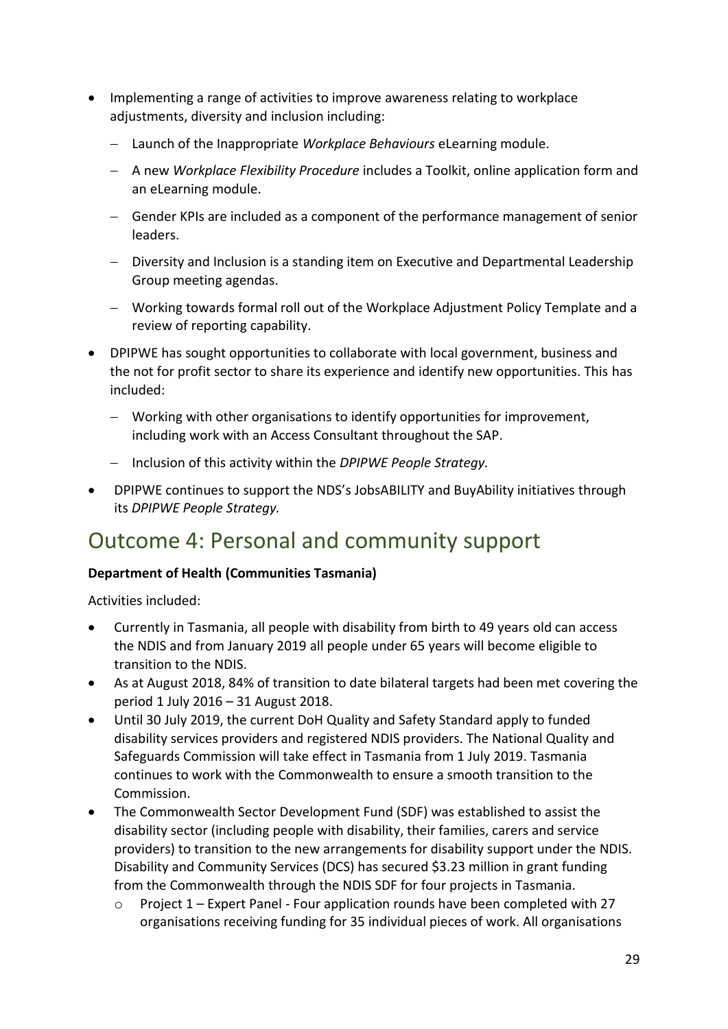- Implementing a range of activities to improve awareness relating to workplace adjustments, diversity and inclusion including:
  - Launch of the Inappropriate *Workplace Behaviours* eLearning module.
  - A new *Workplace Flexibility Procedure* includes a Toolkit, online application form and an eLearning module.
  - Gender KPIs are included as a component of the performance management of senior leaders.
  - Diversity and Inclusion is a standing item on Executive and Departmental Leadership Group meeting agendas.
  - Working towards formal roll out of the Workplace Adjustment Policy Template and a review of reporting capability.
- DPIPWE has sought opportunities to collaborate with local government, business and the not for profit sector to share its experience and identify new opportunities. This has included:
  - Working with other organisations to identify opportunities for improvement, including work with an Access Consultant throughout the SAP.
  - Inclusion of this activity within the *DPIPWE People Strategy.*
- DPIPWE continues to support the NDS's JobsABILITY and BuyAbility initiatives through its *DPIPWE People Strategy.*

## Outcome 4: Personal and community support

**Department of Health (Communities Tasmania)**

Activities included:

- Currently in Tasmania, all people with disability from birth to 49 years old can access the NDIS and from January 2019 all people under 65 years will become eligible to transition to the NDIS.
- As at August 2018, 84% of transition to date bilateral targets had been met covering the period 1 July 2016 – 31 August 2018.
- Until 30 July 2019, the current DoH Quality and Safety Standard apply to funded disability services providers and registered NDIS providers. The National Quality and Safeguards Commission will take effect in Tasmania from 1 July 2019. Tasmania continues to work with the Commonwealth to ensure a smooth transition to the Commission.
- The Commonwealth Sector Development Fund (SDF) was established to assist the disability sector (including people with disability, their families, carers and service providers) to transition to the new arrangements for disability support under the NDIS. Disability and Community Services (DCS) has secured $3.23 million in grant funding from the Commonwealth through the NDIS SDF for four projects in Tasmania.
  - Project 1 – Expert Panel - Four application rounds have been completed with 27 organisations receiving funding for 35 individual pieces of work. All organisations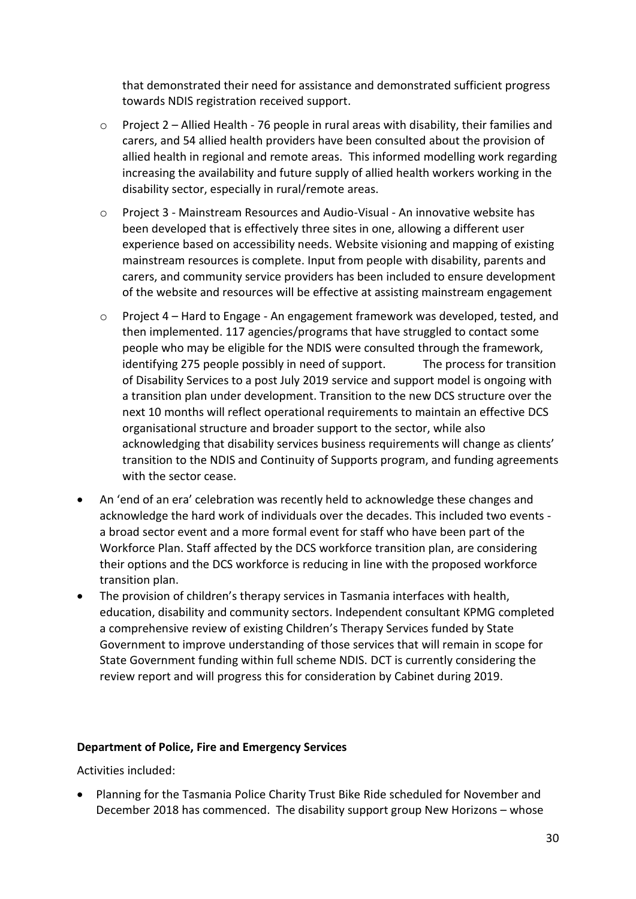that demonstrated their need for assistance and demonstrated sufficient progress towards NDIS registration received support.

  - Project 2 – Allied Health - 76 people in rural areas with disability, their families and carers, and 54 allied health providers have been consulted about the provision of allied health in regional and remote areas. This informed modelling work regarding increasing the availability and future supply of allied health workers working in the disability sector, especially in rural/remote areas.
  - Project 3 - Mainstream Resources and Audio-Visual - An innovative website has been developed that is effectively three sites in one, allowing a different user experience based on accessibility needs. Website visioning and mapping of existing mainstream resources is complete. Input from people with disability, parents and carers, and community service providers has been included to ensure development of the website and resources will be effective at assisting mainstream engagement
  - Project 4 – Hard to Engage - An engagement framework was developed, tested, and then implemented. 117 agencies/programs that have struggled to contact some people who may be eligible for the NDIS were consulted through the framework, identifying 275 people possibly in need of support. The process for transition of Disability Services to a post July 2019 service and support model is ongoing with a transition plan under development. Transition to the new DCS structure over the next 10 months will reflect operational requirements to maintain an effective DCS organisational structure and broader support to the sector, while also acknowledging that disability services business requirements will change as clients' transition to the NDIS and Continuity of Supports program, and funding agreements with the sector cease.

- An 'end of an era' celebration was recently held to acknowledge these changes and acknowledge the hard work of individuals over the decades. This included two events - a broad sector event and a more formal event for staff who have been part of the Workforce Plan. Staff affected by the DCS workforce transition plan, are considering their options and the DCS workforce is reducing in line with the proposed workforce transition plan.
- The provision of children's therapy services in Tasmania interfaces with health, education, disability and community sectors. Independent consultant KPMG completed a comprehensive review of existing Children's Therapy Services funded by State Government to improve understanding of those services that will remain in scope for State Government funding within full scheme NDIS. DCT is currently considering the review report and will progress this for consideration by Cabinet during 2019.

**Department of Police, Fire and Emergency Services**

Activities included:

- Planning for the Tasmania Police Charity Trust Bike Ride scheduled for November and December 2018 has commenced. The disability support group New Horizons – whose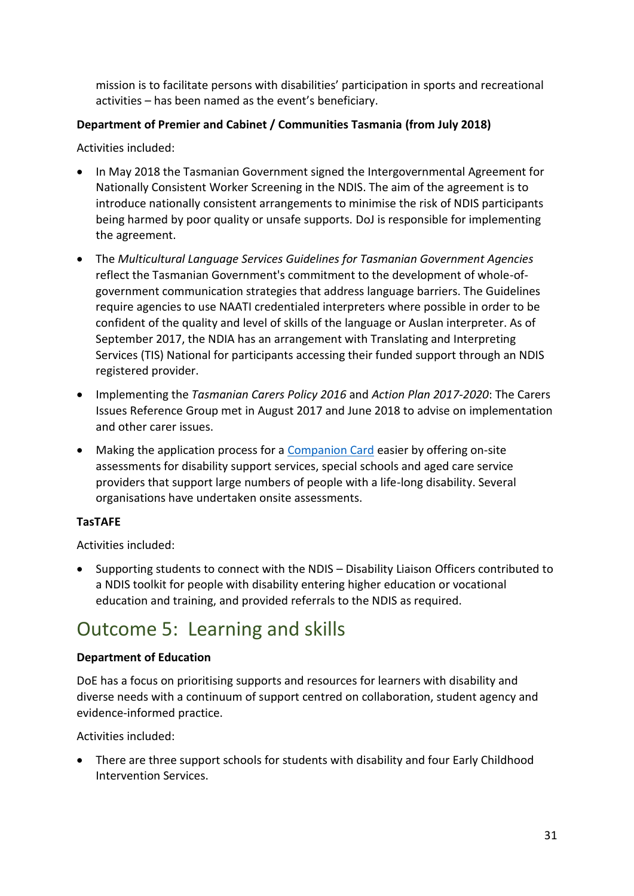mission is to facilitate persons with disabilities' participation in sports and recreational activities – has been named as the event's beneficiary.

**Department of Premier and Cabinet / Communities Tasmania (from July 2018)**

Activities included:

- In May 2018 the Tasmanian Government signed the Intergovernmental Agreement for Nationally Consistent Worker Screening in the NDIS. The aim of the agreement is to introduce nationally consistent arrangements to minimise the risk of NDIS participants being harmed by poor quality or unsafe supports. DoJ is responsible for implementing the agreement.
- The *Multicultural Language Services Guidelines for Tasmanian Government Agencies* reflect the Tasmanian Government's commitment to the development of whole-of-government communication strategies that address language barriers. The Guidelines require agencies to use NAATI credentialed interpreters where possible in order to be confident of the quality and level of skills of the language or Auslan interpreter. As of September 2017, the NDIA has an arrangement with Translating and Interpreting Services (TIS) National for participants accessing their funded support through an NDIS registered provider.
- Implementing the *Tasmanian Carers Policy 2016* and *Action Plan 2017-2020*: The Carers Issues Reference Group met in August 2017 and June 2018 to advise on implementation and other carer issues.
- Making the application process for a Companion Card easier by offering on-site assessments for disability support services, special schools and aged care service providers that support large numbers of people with a life-long disability. Several organisations have undertaken onsite assessments.

**TasTAFE**

Activities included:

- Supporting students to connect with the NDIS – Disability Liaison Officers contributed to a NDIS toolkit for people with disability entering higher education or vocational education and training, and provided referrals to the NDIS as required.

# Outcome 5: Learning and skills

**Department of Education**

DoE has a focus on prioritising supports and resources for learners with disability and diverse needs with a continuum of support centred on collaboration, student agency and evidence-informed practice.

Activities included:

- There are three support schools for students with disability and four Early Childhood Intervention Services.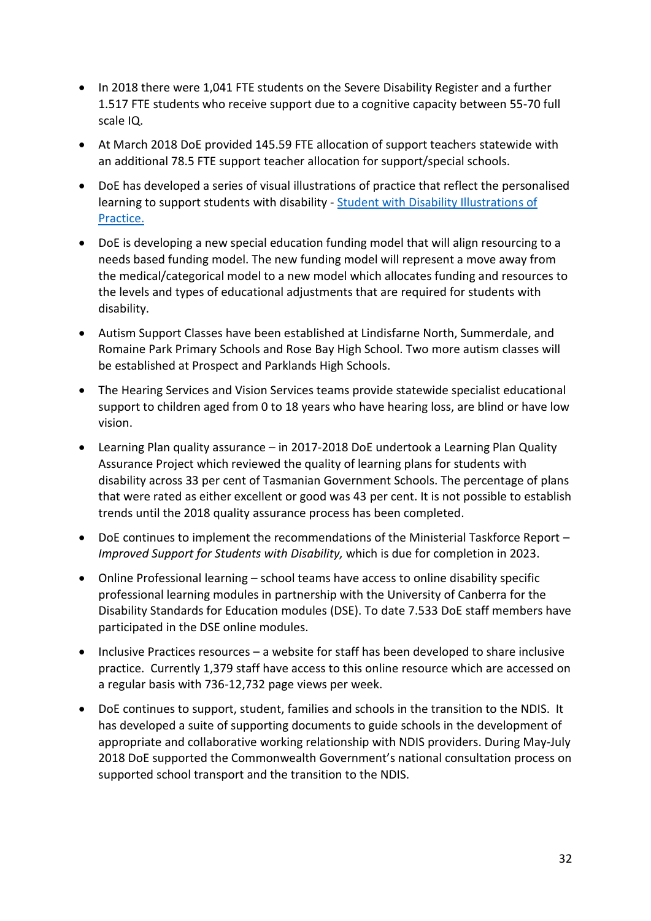- In 2018 there were 1,041 FTE students on the Severe Disability Register and a further 1.517 FTE students who receive support due to a cognitive capacity between 55-70 full scale IQ.
- At March 2018 DoE provided 145.59 FTE allocation of support teachers statewide with an additional 78.5 FTE support teacher allocation for support/special schools.
- DoE has developed a series of visual illustrations of practice that reflect the personalised learning to support students with disability - [Student with Disability Illustrations of Practice.]()
- DoE is developing a new special education funding model that will align resourcing to a needs based funding model. The new funding model will represent a move away from the medical/categorical model to a new model which allocates funding and resources to the levels and types of educational adjustments that are required for students with disability.
- Autism Support Classes have been established at Lindisfarne North, Summerdale, and Romaine Park Primary Schools and Rose Bay High School. Two more autism classes will be established at Prospect and Parklands High Schools.
- The Hearing Services and Vision Services teams provide statewide specialist educational support to children aged from 0 to 18 years who have hearing loss, are blind or have low vision.
- Learning Plan quality assurance – in 2017-2018 DoE undertook a Learning Plan Quality Assurance Project which reviewed the quality of learning plans for students with disability across 33 per cent of Tasmanian Government Schools. The percentage of plans that were rated as either excellent or good was 43 per cent. It is not possible to establish trends until the 2018 quality assurance process has been completed.
- DoE continues to implement the recommendations of the Ministerial Taskforce Report – *Improved Support for Students with Disability,* which is due for completion in 2023.
- Online Professional learning – school teams have access to online disability specific professional learning modules in partnership with the University of Canberra for the Disability Standards for Education modules (DSE). To date 7.533 DoE staff members have participated in the DSE online modules.
- Inclusive Practices resources – a website for staff has been developed to share inclusive practice. Currently 1,379 staff have access to this online resource which are accessed on a regular basis with 736-12,732 page views per week.
- DoE continues to support, student, families and schools in the transition to the NDIS. It has developed a suite of supporting documents to guide schools in the development of appropriate and collaborative working relationship with NDIS providers. During May-July 2018 DoE supported the Commonwealth Government's national consultation process on supported school transport and the transition to the NDIS.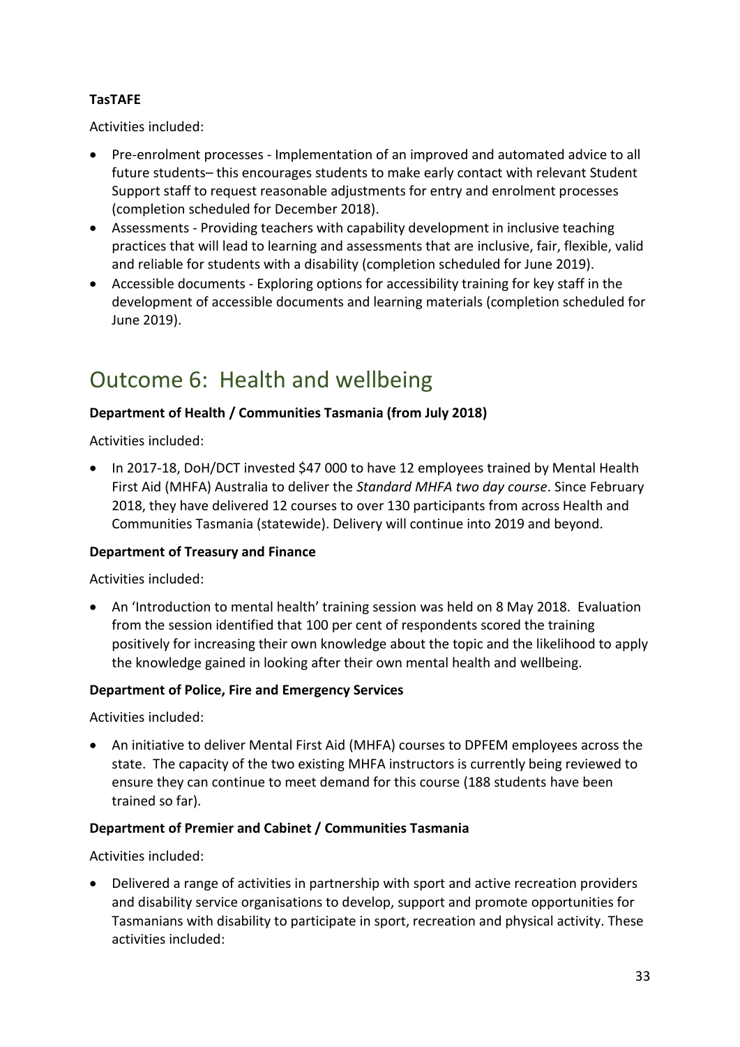**TasTAFE**

Activities included:

- Pre-enrolment processes - Implementation of an improved and automated advice to all future students– this encourages students to make early contact with relevant Student Support staff to request reasonable adjustments for entry and enrolment processes (completion scheduled for December 2018).
- Assessments - Providing teachers with capability development in inclusive teaching practices that will lead to learning and assessments that are inclusive, fair, flexible, valid and reliable for students with a disability (completion scheduled for June 2019).
- Accessible documents - Exploring options for accessibility training for key staff in the development of accessible documents and learning materials (completion scheduled for June 2019).

# Outcome 6: Health and wellbeing

**Department of Health / Communities Tasmania (from July 2018)**

Activities included:

- In 2017-18, DoH/DCT invested $47 000 to have 12 employees trained by Mental Health First Aid (MHFA) Australia to deliver the *Standard MHFA two day course*. Since February 2018, they have delivered 12 courses to over 130 participants from across Health and Communities Tasmania (statewide). Delivery will continue into 2019 and beyond.

**Department of Treasury and Finance**

Activities included:

- An 'Introduction to mental health' training session was held on 8 May 2018. Evaluation from the session identified that 100 per cent of respondents scored the training positively for increasing their own knowledge about the topic and the likelihood to apply the knowledge gained in looking after their own mental health and wellbeing.

**Department of Police, Fire and Emergency Services**

Activities included:

- An initiative to deliver Mental First Aid (MHFA) courses to DPFEM employees across the state. The capacity of the two existing MHFA instructors is currently being reviewed to ensure they can continue to meet demand for this course (188 students have been trained so far).

**Department of Premier and Cabinet / Communities Tasmania**

Activities included:

- Delivered a range of activities in partnership with sport and active recreation providers and disability service organisations to develop, support and promote opportunities for Tasmanians with disability to participate in sport, recreation and physical activity. These activities included: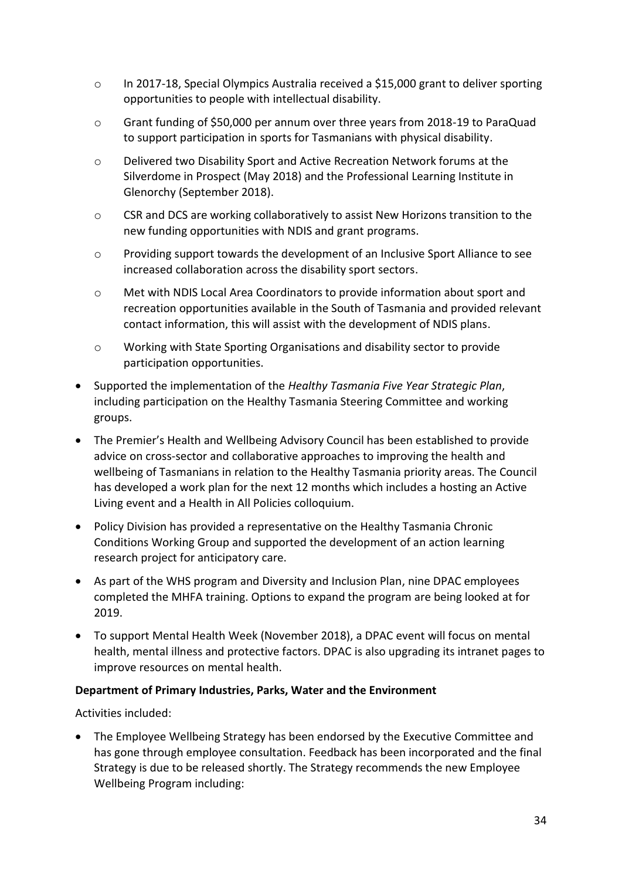- In 2017-18, Special Olympics Australia received a $15,000 grant to deliver sporting opportunities to people with intellectual disability.
    - Grant funding of $50,000 per annum over three years from 2018-19 to ParaQuad to support participation in sports for Tasmanians with physical disability.
    - Delivered two Disability Sport and Active Recreation Network forums at the Silverdome in Prospect (May 2018) and the Professional Learning Institute in Glenorchy (September 2018).
    - CSR and DCS are working collaboratively to assist New Horizons transition to the new funding opportunities with NDIS and grant programs.
    - Providing support towards the development of an Inclusive Sport Alliance to see increased collaboration across the disability sport sectors.
    - Met with NDIS Local Area Coordinators to provide information about sport and recreation opportunities available in the South of Tasmania and provided relevant contact information, this will assist with the development of NDIS plans.
    - Working with State Sporting Organisations and disability sector to provide participation opportunities.
- Supported the implementation of the *Healthy Tasmania Five Year Strategic Plan*, including participation on the Healthy Tasmania Steering Committee and working groups.
- The Premier's Health and Wellbeing Advisory Council has been established to provide advice on cross-sector and collaborative approaches to improving the health and wellbeing of Tasmanians in relation to the Healthy Tasmania priority areas. The Council has developed a work plan for the next 12 months which includes a hosting an Active Living event and a Health in All Policies colloquium.
- Policy Division has provided a representative on the Healthy Tasmania Chronic Conditions Working Group and supported the development of an action learning research project for anticipatory care.
- As part of the WHS program and Diversity and Inclusion Plan, nine DPAC employees completed the MHFA training. Options to expand the program are being looked at for 2019.
- To support Mental Health Week (November 2018), a DPAC event will focus on mental health, mental illness and protective factors. DPAC is also upgrading its intranet pages to improve resources on mental health.

**Department of Primary Industries, Parks, Water and the Environment**

Activities included:

- The Employee Wellbeing Strategy has been endorsed by the Executive Committee and has gone through employee consultation. Feedback has been incorporated and the final Strategy is due to be released shortly. The Strategy recommends the new Employee Wellbeing Program including: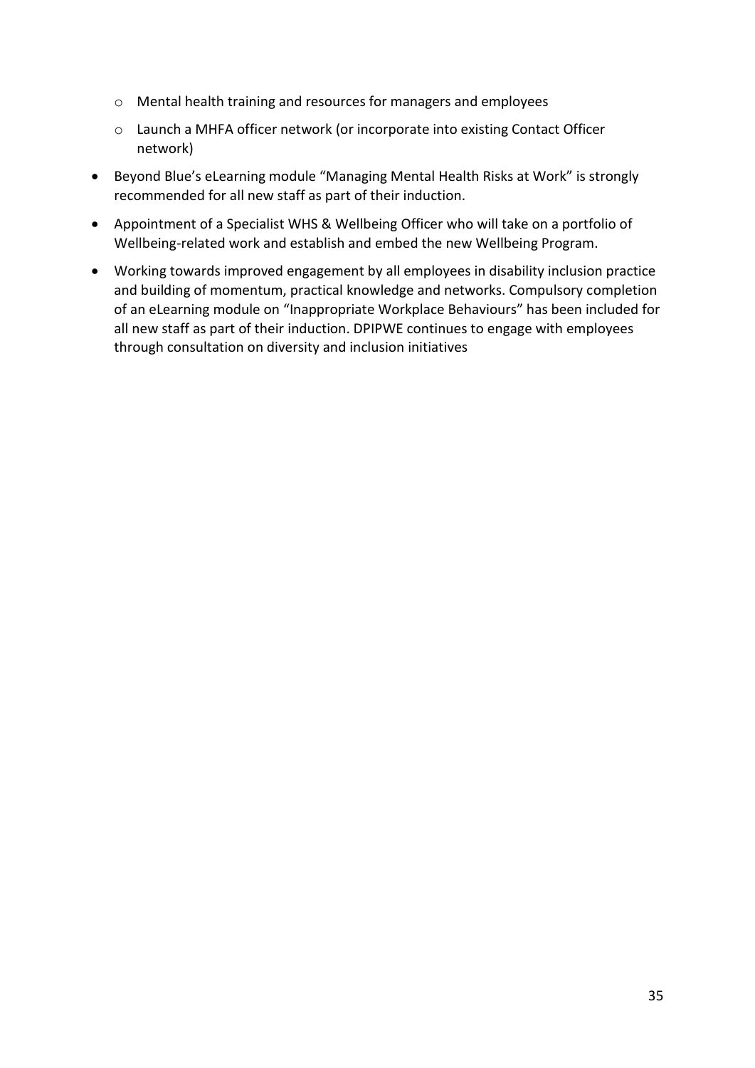- Mental health training and resources for managers and employees
  - Launch a MHFA officer network (or incorporate into existing Contact Officer network)
- Beyond Blue's eLearning module "Managing Mental Health Risks at Work" is strongly recommended for all new staff as part of their induction.
- Appointment of a Specialist WHS & Wellbeing Officer who will take on a portfolio of Wellbeing-related work and establish and embed the new Wellbeing Program.
- Working towards improved engagement by all employees in disability inclusion practice and building of momentum, practical knowledge and networks. Compulsory completion of an eLearning module on "Inappropriate Workplace Behaviours" has been included for all new staff as part of their induction. DPIPWE continues to engage with employees through consultation on diversity and inclusion initiatives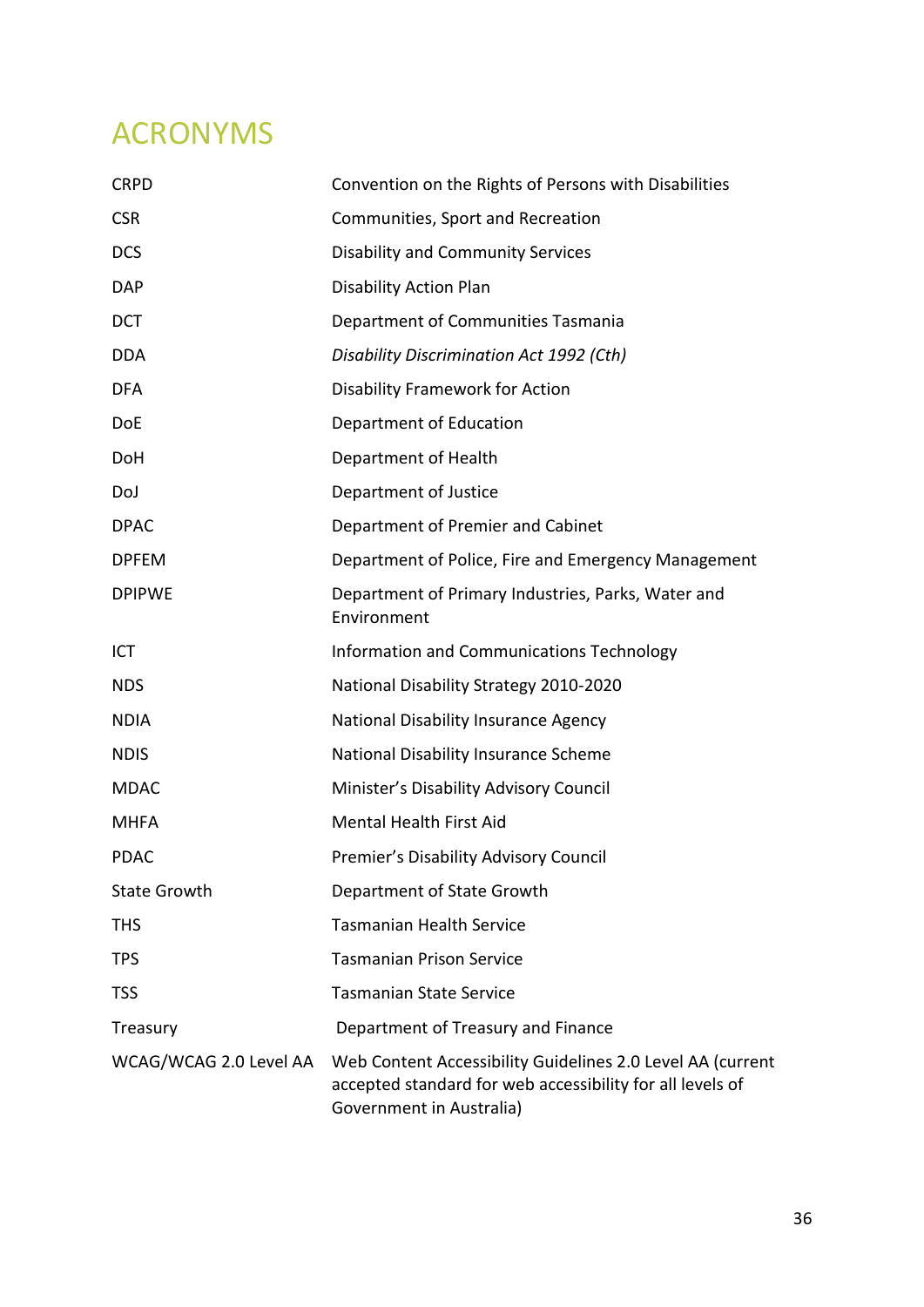# ACRONYMS

| | |
|---|---|
| CRPD | Convention on the Rights of Persons with Disabilities |
| CSR | Communities, Sport and Recreation |
| DCS | Disability and Community Services |
| DAP | Disability Action Plan |
| DCT | Department of Communities Tasmania |
| DDA | *Disability Discrimination Act 1992 (Cth)* |
| DFA | Disability Framework for Action |
| DoE | Department of Education |
| DoH | Department of Health |
| DoJ | Department of Justice |
| DPAC | Department of Premier and Cabinet |
| DPFEM | Department of Police, Fire and Emergency Management |
| DPIPWE | Department of Primary Industries, Parks, Water and Environment |
| ICT | Information and Communications Technology |
| NDS | National Disability Strategy 2010-2020 |
| NDIA | National Disability Insurance Agency |
| NDIS | National Disability Insurance Scheme |
| MDAC | Minister's Disability Advisory Council |
| MHFA | Mental Health First Aid |
| PDAC | Premier's Disability Advisory Council |
| State Growth | Department of State Growth |
| THS | Tasmanian Health Service |
| TPS | Tasmanian Prison Service |
| TSS | Tasmanian State Service |
| Treasury | Department of Treasury and Finance |
| WCAG/WCAG 2.0 Level AA | Web Content Accessibility Guidelines 2.0 Level AA (current accepted standard for web accessibility for all levels of Government in Australia) |